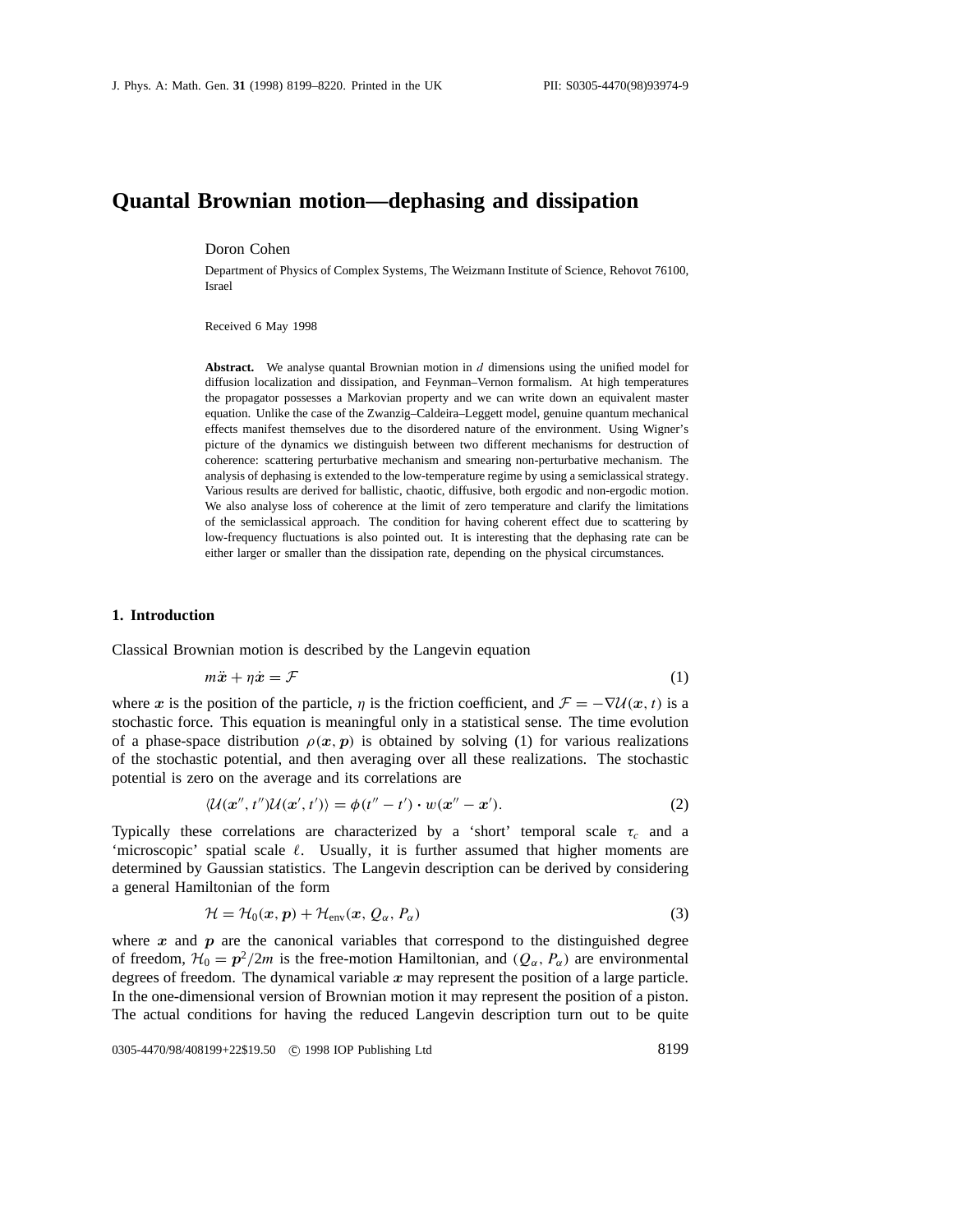# Quantal Brownian motion—dephasing and dissipation

Doron Cohen

Department of Physics of Complex Systems, The Weizmann Institute of Science, Rehovot 76100, Israel

Received 6 May 1998

**Abstract.** We analyse quantal Brownian motion in $d$ dimensions using the unified model for diffusion localization and dissipation, and Feynman–Vernon formalism. At high temperatures the propagator possesses a Markovian property and we can write down an equivalent master equation. Unlike the case of the Zwanzig–Caldeira–Leggett model, genuine quantum mechanical effects manifest themselves due to the disordered nature of the environment. Using Wigner's picture of the dynamics we distinguish between two different mechanisms for destruction of coherence: scattering perturbative mechanism and smearing non-perturbative mechanism. The analysis of dephasing is extended to the low-temperature regime by using a semiclassical strategy. Various results are derived for ballistic, chaotic, diffusive, both ergodic and non-ergodic motion. We also analyse loss of coherence at the limit of zero temperature and clarify the limitations of the semiclassical approach. The condition for having coherent effect due to scattering by low-frequency fluctuations is also pointed out. It is interesting that the dephasing rate can be either larger or smaller than the dissipation rate, depending on the physical circumstances.

## 1. Introduction

Classical Brownian motion is described by the Langevin equation

$$m\ddot{\boldsymbol{x}} + \eta\dot{\boldsymbol{x}} = \mathcal{F} \tag{1}$$

where $\boldsymbol{x}$ is the position of the particle, $\eta$ is the friction coefficient, and $\mathcal{F} = -\nabla\mathcal{U}(\boldsymbol{x}, t)$ is a stochastic force. This equation is meaningful only in a statistical sense. The time evolution of a phase-space distribution $\rho(\boldsymbol{x}, \boldsymbol{p})$ is obtained by solving (1) for various realizations of the stochastic potential, and then averaging over all these realizations. The stochastic potential is zero on the average and its correlations are

$$\langle\mathcal{U}(\boldsymbol{x}'', t'')\mathcal{U}(\boldsymbol{x}', t')\rangle = \phi(t'' - t') \cdot w(\boldsymbol{x}'' - \boldsymbol{x}'). \tag{2}$$

Typically these correlations are characterized by a 'short' temporal scale $\tau_c$ and a 'microscopic' spatial scale $\ell$. Usually, it is further assumed that higher moments are determined by Gaussian statistics. The Langevin description can be derived by considering a general Hamiltonian of the form

$$\mathcal{H} = \mathcal{H}_0(\boldsymbol{x}, \boldsymbol{p}) + \mathcal{H}_{\text{env}}(\boldsymbol{x}, Q_\alpha, P_\alpha) \tag{3}$$

where $\boldsymbol{x}$ and $\boldsymbol{p}$ are the canonical variables that correspond to the distinguished degree of freedom, $\mathcal{H}_0 = \boldsymbol{p}^2/2m$ is the free-motion Hamiltonian, and $(Q_\alpha, P_\alpha)$ are environmental degrees of freedom. The dynamical variable $\boldsymbol{x}$ may represent the position of a large particle. In the one-dimensional version of Brownian motion it may represent the position of a piston. The actual conditions for having the reduced Langevin description turn out to be quite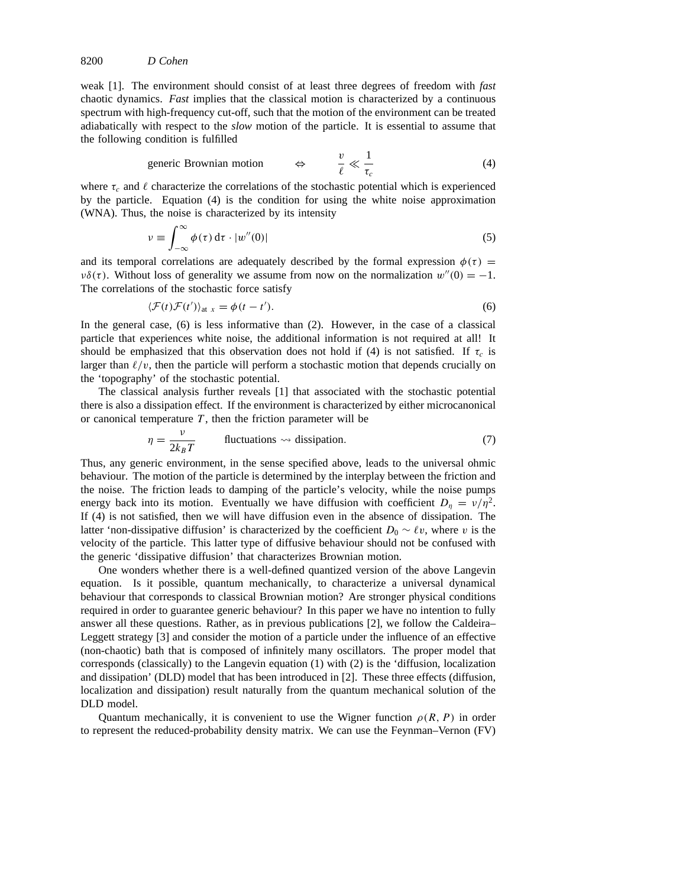weak [1]. The environment should consist of at least three degrees of freedom with *fast* chaotic dynamics. *Fast* implies that the classical motion is characterized by a continuous spectrum with high-frequency cut-off, such that the motion of the environment can be treated adiabatically with respect to the *slow* motion of the particle. It is essential to assume that the following condition is fulfilled

$$\text{generic Brownian motion} \qquad \Leftrightarrow \qquad \frac{v}{\ell} \ll \frac{1}{\tau_c} \tag{4}$$

where $\tau_c$ and $\ell$ characterize the correlations of the stochastic potential which is experienced by the particle. Equation (4) is the condition for using the white noise approximation (WNA). Thus, the noise is characterized by its intensity

$$\nu \equiv \int_{-\infty}^{\infty} \phi(\tau)\,\mathrm{d}\tau \cdot |w''(0)| \tag{5}$$

and its temporal correlations are adequately described by the formal expression $\phi(\tau) = \nu\delta(\tau)$. Without loss of generality we assume from now on the normalization $w''(0) = -1$. The correlations of the stochastic force satisfy

$$\langle \mathcal{F}(t)\mathcal{F}(t')\rangle_{\text{at } x} = \phi(t - t'). \tag{6}$$

In the general case, (6) is less informative than (2). However, in the case of a classical particle that experiences white noise, the additional information is not required at all! It should be emphasized that this observation does not hold if (4) is not satisfied. If $\tau_c$ is larger than $\ell/v$, then the particle will perform a stochastic motion that depends crucially on the 'topography' of the stochastic potential.

The classical analysis further reveals [1] that associated with the stochastic potential there is also a dissipation effect. If the environment is characterized by either microcanonical or canonical temperature $T$, then the friction parameter will be

$$\eta = \frac{\nu}{2k_B T} \qquad \text{fluctuations} \rightsquigarrow \text{dissipation}. \tag{7}$$

Thus, any generic environment, in the sense specified above, leads to the universal ohmic behaviour. The motion of the particle is determined by the interplay between the friction and the noise. The friction leads to damping of the particle's velocity, while the noise pumps energy back into its motion. Eventually we have diffusion with coefficient $D_\eta = \nu/\eta^2$. If (4) is not satisfied, then we will have diffusion even in the absence of dissipation. The latter 'non-dissipative diffusion' is characterized by the coefficient $D_0 \sim \ell v$, where $v$ is the velocity of the particle. This latter type of diffusive behaviour should not be confused with the generic 'dissipative diffusion' that characterizes Brownian motion.

One wonders whether there is a well-defined quantized version of the above Langevin equation. Is it possible, quantum mechanically, to characterize a universal dynamical behaviour that corresponds to classical Brownian motion? Are stronger physical conditions required in order to guarantee generic behaviour? In this paper we have no intention to fully answer all these questions. Rather, as in previous publications [2], we follow the Caldeira–Leggett strategy [3] and consider the motion of a particle under the influence of an effective (non-chaotic) bath that is composed of infinitely many oscillators. The proper model that corresponds (classically) to the Langevin equation (1) with (2) is the 'diffusion, localization and dissipation' (DLD) model that has been introduced in [2]. These three effects (diffusion, localization and dissipation) result naturally from the quantum mechanical solution of the DLD model.

Quantum mechanically, it is convenient to use the Wigner function $\rho(R, P)$ in order to represent the reduced-probability density matrix. We can use the Feynman–Vernon (FV)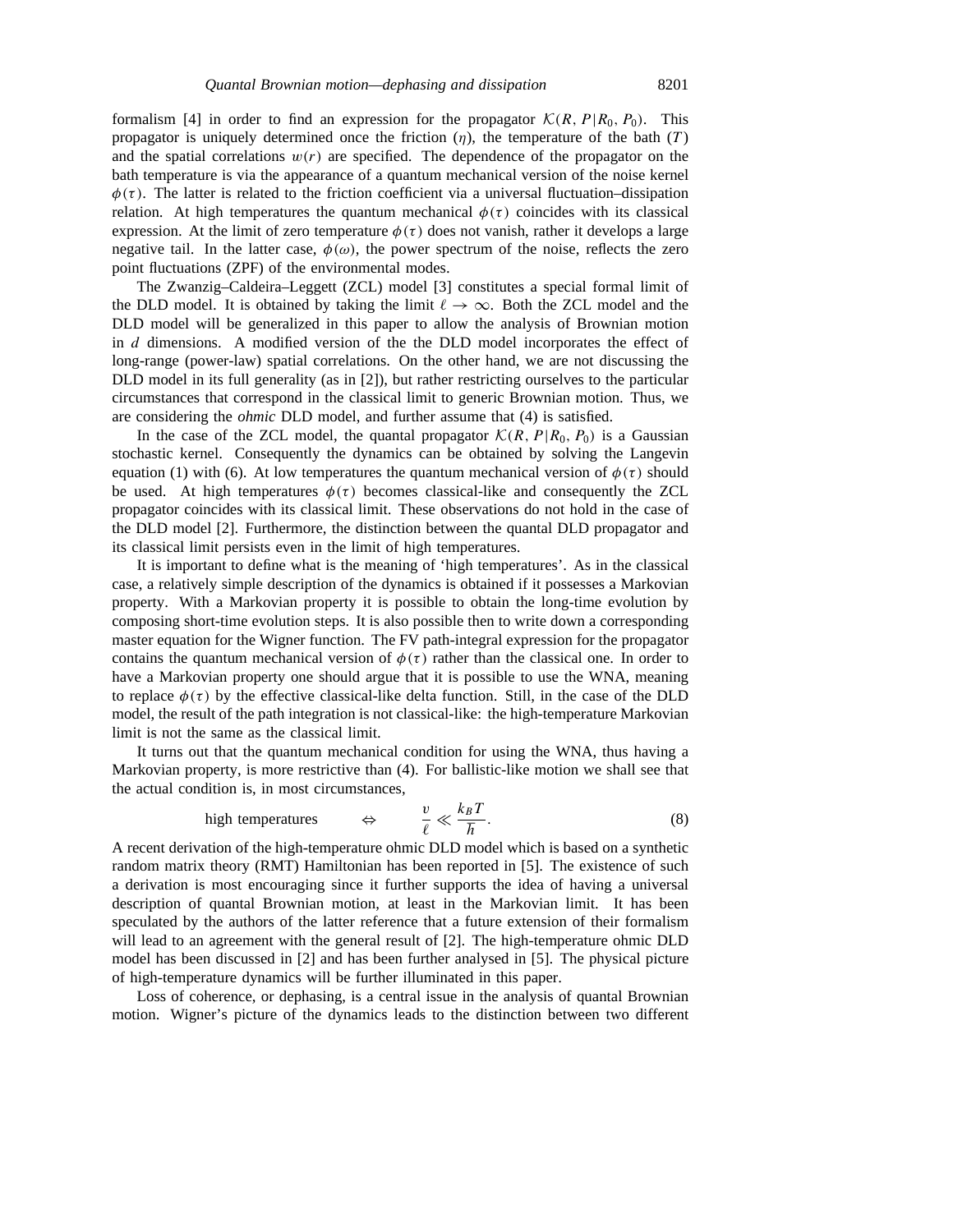formalism [4] in order to find an expression for the propagator $\mathcal{K}(R, P|R_0, P_0)$. This propagator is uniquely determined once the friction ($\eta$), the temperature of the bath ($T$) and the spatial correlations $w(r)$ are specified. The dependence of the propagator on the bath temperature is via the appearance of a quantum mechanical version of the noise kernel $\phi(\tau)$. The latter is related to the friction coefficient via a universal fluctuation–dissipation relation. At high temperatures the quantum mechanical $\phi(\tau)$ coincides with its classical expression. At the limit of zero temperature $\phi(\tau)$ does not vanish, rather it develops a large negative tail. In the latter case, $\phi(\omega)$, the power spectrum of the noise, reflects the zero point fluctuations (ZPF) of the environmental modes.

The Zwanzig–Caldeira–Leggett (ZCL) model [3] constitutes a special formal limit of the DLD model. It is obtained by taking the limit $\ell \to \infty$. Both the ZCL model and the DLD model will be generalized in this paper to allow the analysis of Brownian motion in $d$ dimensions. A modified version of the the DLD model incorporates the effect of long-range (power-law) spatial correlations. On the other hand, we are not discussing the DLD model in its full generality (as in [2]), but rather restricting ourselves to the particular circumstances that correspond in the classical limit to generic Brownian motion. Thus, we are considering the *ohmic* DLD model, and further assume that (4) is satisfied.

In the case of the ZCL model, the quantal propagator $\mathcal{K}(R, P|R_0, P_0)$ is a Gaussian stochastic kernel. Consequently the dynamics can be obtained by solving the Langevin equation (1) with (6). At low temperatures the quantum mechanical version of $\phi(\tau)$ should be used. At high temperatures $\phi(\tau)$ becomes classical-like and consequently the ZCL propagator coincides with its classical limit. These observations do not hold in the case of the DLD model [2]. Furthermore, the distinction between the quantal DLD propagator and its classical limit persists even in the limit of high temperatures.

It is important to define what is the meaning of 'high temperatures'. As in the classical case, a relatively simple description of the dynamics is obtained if it possesses a Markovian property. With a Markovian property it is possible to obtain the long-time evolution by composing short-time evolution steps. It is also possible then to write down a corresponding master equation for the Wigner function. The FV path-integral expression for the propagator contains the quantum mechanical version of $\phi(\tau)$ rather than the classical one. In order to have a Markovian property one should argue that it is possible to use the WNA, meaning to replace $\phi(\tau)$ by the effective classical-like delta function. Still, in the case of the DLD model, the result of the path integration is not classical-like: the high-temperature Markovian limit is not the same as the classical limit.

It turns out that the quantum mechanical condition for using the WNA, thus having a Markovian property, is more restrictive than (4). For ballistic-like motion we shall see that the actual condition is, in most circumstances,

$$\text{high temperatures} \qquad \Leftrightarrow \qquad \frac{v}{\ell} \ll \frac{k_B T}{\hbar}. \tag{8}$$

A recent derivation of the high-temperature ohmic DLD model which is based on a synthetic random matrix theory (RMT) Hamiltonian has been reported in [5]. The existence of such a derivation is most encouraging since it further supports the idea of having a universal description of quantal Brownian motion, at least in the Markovian limit. It has been speculated by the authors of the latter reference that a future extension of their formalism will lead to an agreement with the general result of [2]. The high-temperature ohmic DLD model has been discussed in [2] and has been further analysed in [5]. The physical picture of high-temperature dynamics will be further illuminated in this paper.

Loss of coherence, or dephasing, is a central issue in the analysis of quantal Brownian motion. Wigner's picture of the dynamics leads to the distinction between two different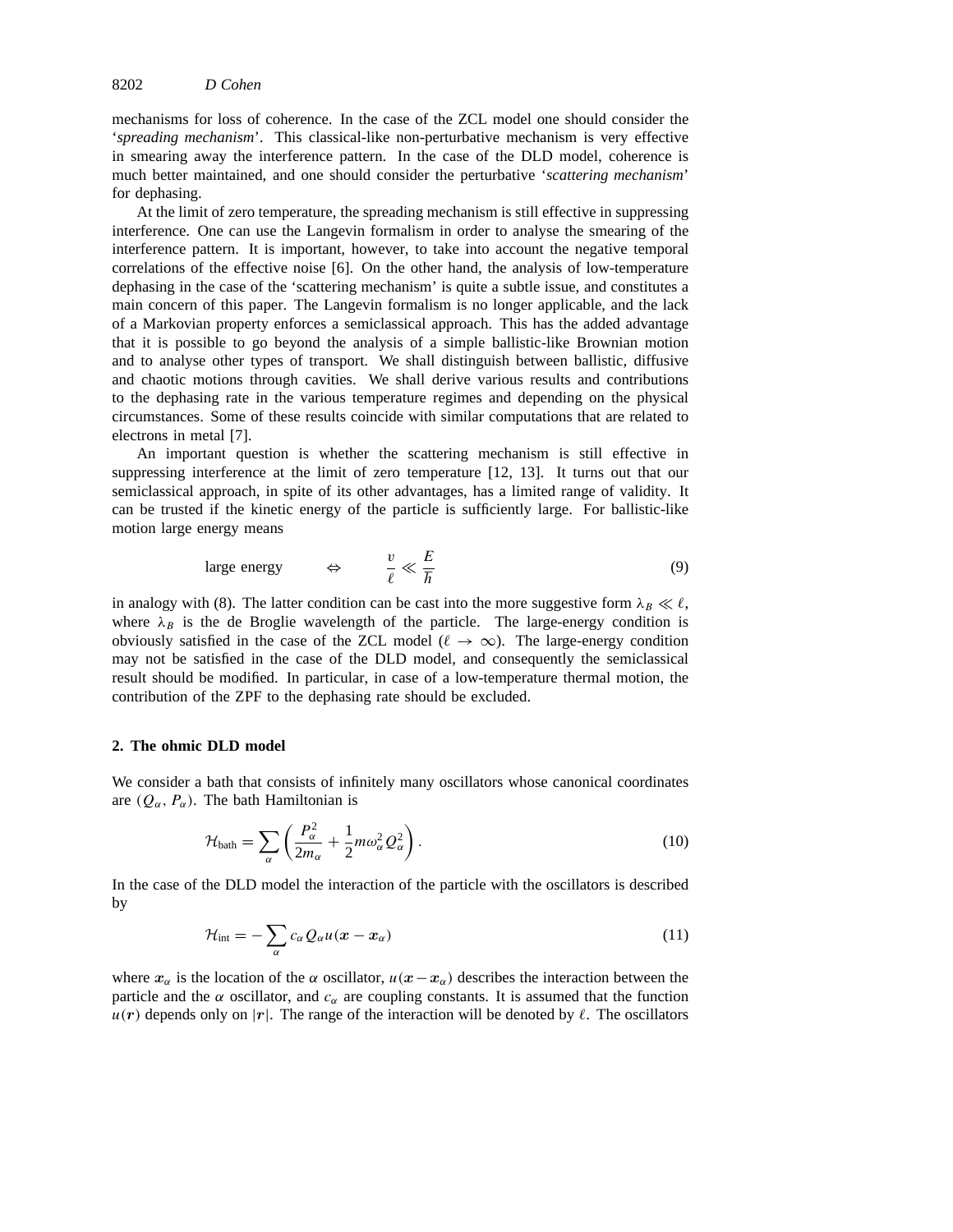mechanisms for loss of coherence. In the case of the ZCL model one should consider the '*spreading mechanism*'. This classical-like non-perturbative mechanism is very effective in smearing away the interference pattern. In the case of the DLD model, coherence is much better maintained, and one should consider the perturbative '*scattering mechanism*' for dephasing.

At the limit of zero temperature, the spreading mechanism is still effective in suppressing interference. One can use the Langevin formalism in order to analyse the smearing of the interference pattern. It is important, however, to take into account the negative temporal correlations of the effective noise [6]. On the other hand, the analysis of low-temperature dephasing in the case of the 'scattering mechanism' is quite a subtle issue, and constitutes a main concern of this paper. The Langevin formalism is no longer applicable, and the lack of a Markovian property enforces a semiclassical approach. This has the added advantage that it is possible to go beyond the analysis of a simple ballistic-like Brownian motion and to analyse other types of transport. We shall distinguish between ballistic, diffusive and chaotic motions through cavities. We shall derive various results and contributions to the dephasing rate in the various temperature regimes and depending on the physical circumstances. Some of these results coincide with similar computations that are related to electrons in metal [7].

An important question is whether the scattering mechanism is still effective in suppressing interference at the limit of zero temperature [12, 13]. It turns out that our semiclassical approach, in spite of its other advantages, has a limited range of validity. It can be trusted if the kinetic energy of the particle is sufficiently large. For ballistic-like motion large energy means

$$\text{large energy} \qquad \Leftrightarrow \qquad \frac{v}{\ell} \ll \frac{E}{\hbar} \tag{9}$$

in analogy with (8). The latter condition can be cast into the more suggestive form $\lambda_B \ll \ell$, where $\lambda_B$ is the de Broglie wavelength of the particle. The large-energy condition is obviously satisfied in the case of the ZCL model ($\ell \to \infty$). The large-energy condition may not be satisfied in the case of the DLD model, and consequently the semiclassical result should be modified. In particular, in case of a low-temperature thermal motion, the contribution of the ZPF to the dephasing rate should be excluded.

## 2. The ohmic DLD model

We consider a bath that consists of infinitely many oscillators whose canonical coordinates are $(Q_\alpha, P_\alpha)$. The bath Hamiltonian is

$$\mathcal{H}_{\text{bath}} = \sum_\alpha \left( \frac{P_\alpha^2}{2m_\alpha} + \frac{1}{2} m \omega_\alpha^2 Q_\alpha^2 \right). \tag{10}$$

In the case of the DLD model the interaction of the particle with the oscillators is described by

$$\mathcal{H}_{\text{int}} = -\sum_\alpha c_\alpha Q_\alpha u(\boldsymbol{x} - \boldsymbol{x}_\alpha) \tag{11}$$

where $\boldsymbol{x}_\alpha$ is the location of the $\alpha$ oscillator, $u(\boldsymbol{x} - \boldsymbol{x}_\alpha)$ describes the interaction between the particle and the $\alpha$ oscillator, and $c_\alpha$ are coupling constants. It is assumed that the function $u(\boldsymbol{r})$ depends only on $|\boldsymbol{r}|$. The range of the interaction will be denoted by $\ell$. The oscillators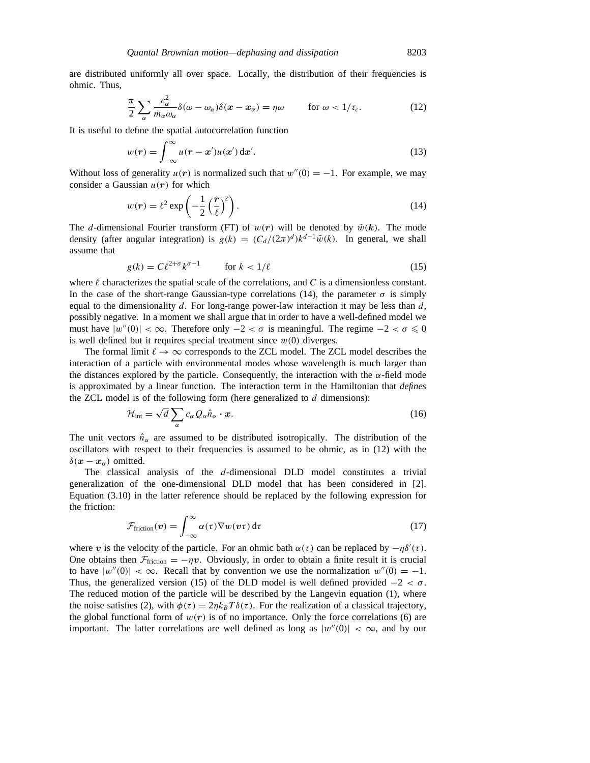are distributed uniformly all over space. Locally, the distribution of their frequencies is ohmic. Thus,

$$\frac{\pi}{2}\sum_\alpha \frac{c_\alpha^2}{m_\alpha \omega_\alpha}\delta(\omega-\omega_\alpha)\delta(\boldsymbol{x}-\boldsymbol{x}_\alpha) = \eta\omega \qquad \text{for } \omega < 1/\tau_c. \tag{12}$$

It is useful to define the spatial autocorrelation function

$$w(\boldsymbol{r}) = \int_{-\infty}^{\infty} u(\boldsymbol{r}-\boldsymbol{x}')u(\boldsymbol{x}')\,\mathrm{d}\boldsymbol{x}'. \tag{13}$$

Without loss of generality $u(\boldsymbol{r})$ is normalized such that $w''(0) = -1$. For example, we may consider a Gaussian $u(\boldsymbol{r})$ for which

$$w(\boldsymbol{r}) = \ell^2 \exp\left(-\frac{1}{2}\left(\frac{\boldsymbol{r}}{\ell}\right)^2\right). \tag{14}$$

The $d$-dimensional Fourier transform (FT) of $w(\boldsymbol{r})$ will be denoted by $\tilde{w}(\boldsymbol{k})$. The mode density (after angular integration) is $g(k) = (C_d/(2\pi)^d)k^{d-1}\tilde{w}(k)$. In general, we shall assume that

$$g(k) = C\ell^{2+\sigma}k^{\sigma-1} \qquad \text{for } k < 1/\ell \tag{15}$$

where $\ell$ characterizes the spatial scale of the correlations, and $C$ is a dimensionless constant. In the case of the short-range Gaussian-type correlations (14), the parameter $\sigma$ is simply equal to the dimensionality $d$. For long-range power-law interaction it may be less than $d$, possibly negative. In a moment we shall argue that in order to have a well-defined model we must have $|w''(0)| < \infty$. Therefore only $-2 < \sigma$ is meaningful. The regime $-2 < \sigma \leqslant 0$ is well defined but it requires special treatment since $w(0)$ diverges.

The formal limit $\ell \to \infty$ corresponds to the ZCL model. The ZCL model describes the interaction of a particle with environmental modes whose wavelength is much larger than the distances explored by the particle. Consequently, the interaction with the $\alpha$-field mode is approximated by a linear function. The interaction term in the Hamiltonian that *defines* the ZCL model is of the following form (here generalized to $d$ dimensions):

$$\mathcal{H}_{\text{int}} = \sqrt{d}\sum_\alpha c_\alpha Q_\alpha \hat{n}_\alpha \cdot \boldsymbol{x}. \tag{16}$$

The unit vectors $\hat{n}_\alpha$ are assumed to be distributed isotropically. The distribution of the oscillators with respect to their frequencies is assumed to be ohmic, as in (12) with the $\delta(\boldsymbol{x}-\boldsymbol{x}_\alpha)$ omitted.

The classical analysis of the $d$-dimensional DLD model constitutes a trivial generalization of the one-dimensional DLD model that has been considered in [2]. Equation (3.10) in the latter reference should be replaced by the following expression for the friction:

$$\mathcal{F}_{\text{friction}}(\boldsymbol{v}) = \int_{-\infty}^{\infty}\alpha(\tau)\nabla w(\boldsymbol{v}\tau)\,\mathrm{d}\tau \tag{17}$$

where $\boldsymbol{v}$ is the velocity of the particle. For an ohmic bath $\alpha(\tau)$ can be replaced by $-\eta\delta'(\tau)$. One obtains then $\mathcal{F}_{\text{friction}} = -\eta\boldsymbol{v}$. Obviously, in order to obtain a finite result it is crucial to have $|w''(0)| < \infty$. Recall that by convention we use the normalization $w''(0) = -1$. Thus, the generalized version (15) of the DLD model is well defined provided $-2 < \sigma$. The reduced motion of the particle will be described by the Langevin equation (1), where the noise satisfies (2), with $\phi(\tau) = 2\eta k_B T\delta(\tau)$. For the realization of a classical trajectory, the global functional form of $w(\boldsymbol{r})$ is of no importance. Only the force correlations (6) are important. The latter correlations are well defined as long as $|w''(0)| < \infty$, and by our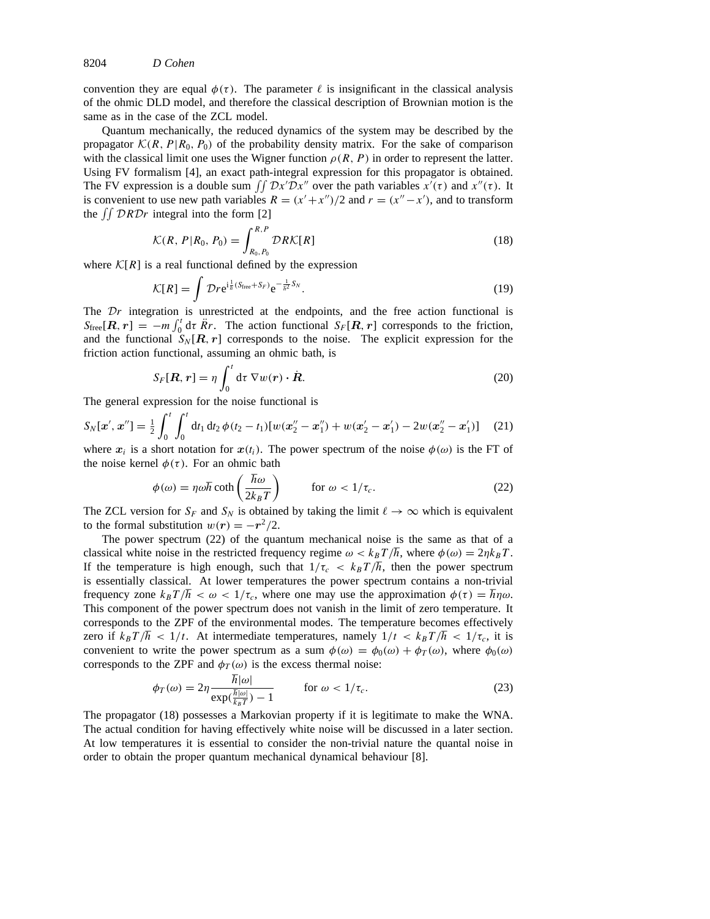convention they are equal $\phi(\tau)$. The parameter $\ell$ is insignificant in the classical analysis of the ohmic DLD model, and therefore the classical description of Brownian motion is the same as in the case of the ZCL model.

Quantum mechanically, the reduced dynamics of the system may be described by the propagator $\mathcal{K}(R, P|R_0, P_0)$ of the probability density matrix. For the sake of comparison with the classical limit one uses the Wigner function $\rho(R, P)$ in order to represent the latter. Using FV formalism [4], an exact path-integral expression for this propagator is obtained. The FV expression is a double sum $\iint \mathcal{D}x'\mathcal{D}x''$ over the path variables $x'(\tau)$ and $x''(\tau)$. It is convenient to use new path variables $R = (x'+x'')/2$ and $r = (x''-x')$, and to transform the $\iint \mathcal{D}R\mathcal{D}r$ integral into the form [2]

$$\mathcal{K}(R, P|R_0, P_0) = \int_{R_0, P_0}^{R, P} \mathcal{D}R\mathcal{K}[R] \tag{18}$$

where $\mathcal{K}[R]$ is a real functional defined by the expression

$$\mathcal{K}[R] = \int \mathcal{D}r \mathrm{e}^{\mathrm{i}\frac{1}{\hbar}(S_{\text{free}}+S_F)}\mathrm{e}^{-\frac{1}{\hbar^2}S_N}. \tag{19}$$

The $\mathcal{D}r$ integration is unrestricted at the endpoints, and the free action functional is $S_{\text{free}}[\boldsymbol{R}, \boldsymbol{r}] = -m\int_0^t \mathrm{d}\tau\, \ddot{R}r$. The action functional $S_F[\boldsymbol{R}, \boldsymbol{r}]$ corresponds to the friction, and the functional $S_N[\boldsymbol{R}, \boldsymbol{r}]$ corresponds to the noise. The explicit expression for the friction action functional, assuming an ohmic bath, is

$$S_F[\boldsymbol{R}, \boldsymbol{r}] = \eta\int_0^t \mathrm{d}\tau\, \nabla w(\boldsymbol{r}) \cdot \dot{\boldsymbol{R}}. \tag{20}$$

The general expression for the noise functional is

$$S_N[\boldsymbol{x}', \boldsymbol{x}''] = \tfrac{1}{2}\int_0^t\int_0^t \mathrm{d}t_1\,\mathrm{d}t_2\,\phi(t_2 - t_1)[w(\boldsymbol{x}_2'' - \boldsymbol{x}_1'') + w(\boldsymbol{x}_2' - \boldsymbol{x}_1') - 2w(\boldsymbol{x}_2'' - \boldsymbol{x}_1')] \tag{21}$$

where $\boldsymbol{x}_i$ is a short notation for $\boldsymbol{x}(t_i)$. The power spectrum of the noise $\phi(\omega)$ is the FT of the noise kernel $\phi(\tau)$. For an ohmic bath

$$\phi(\omega) = \eta\omega\hbar\coth\left(\frac{\hbar\omega}{2k_BT}\right) \qquad \text{for } \omega < 1/\tau_c. \tag{22}$$

The ZCL version for $S_F$ and $S_N$ is obtained by taking the limit $\ell \to \infty$ which is equivalent to the formal substitution $w(\boldsymbol{r}) = -\boldsymbol{r}^2/2$.

The power spectrum (22) of the quantum mechanical noise is the same as that of a classical white noise in the restricted frequency regime $\omega < k_BT/\hbar$, where $\phi(\omega) = 2\eta k_BT$. If the temperature is high enough, such that $1/\tau_c < k_BT/\hbar$, then the power spectrum is essentially classical. At lower temperatures the power spectrum contains a non-trivial frequency zone $k_BT/\hbar < \omega < 1/\tau_c$, where one may use the approximation $\phi(\tau) = \hbar\eta\omega$. This component of the power spectrum does not vanish in the limit of zero temperature. It corresponds to the ZPF of the environmental modes. The temperature becomes effectively zero if $k_BT/\hbar < 1/t$. At intermediate temperatures, namely $1/t < k_BT/\hbar < 1/\tau_c$, it is convenient to write the power spectrum as a sum $\phi(\omega) = \phi_0(\omega) + \phi_T(\omega)$, where $\phi_0(\omega)$ corresponds to the ZPF and $\phi_T(\omega)$ is the excess thermal noise:

$$\phi_T(\omega) = 2\eta\frac{\hbar|\omega|}{\exp(\frac{\hbar|\omega|}{k_BT}) - 1} \qquad \text{for } \omega < 1/\tau_c. \tag{23}$$

The propagator (18) possesses a Markovian property if it is legitimate to make the WNA. The actual condition for having effectively white noise will be discussed in a later section. At low temperatures it is essential to consider the non-trivial nature the quantal noise in order to obtain the proper quantum mechanical dynamical behaviour [8].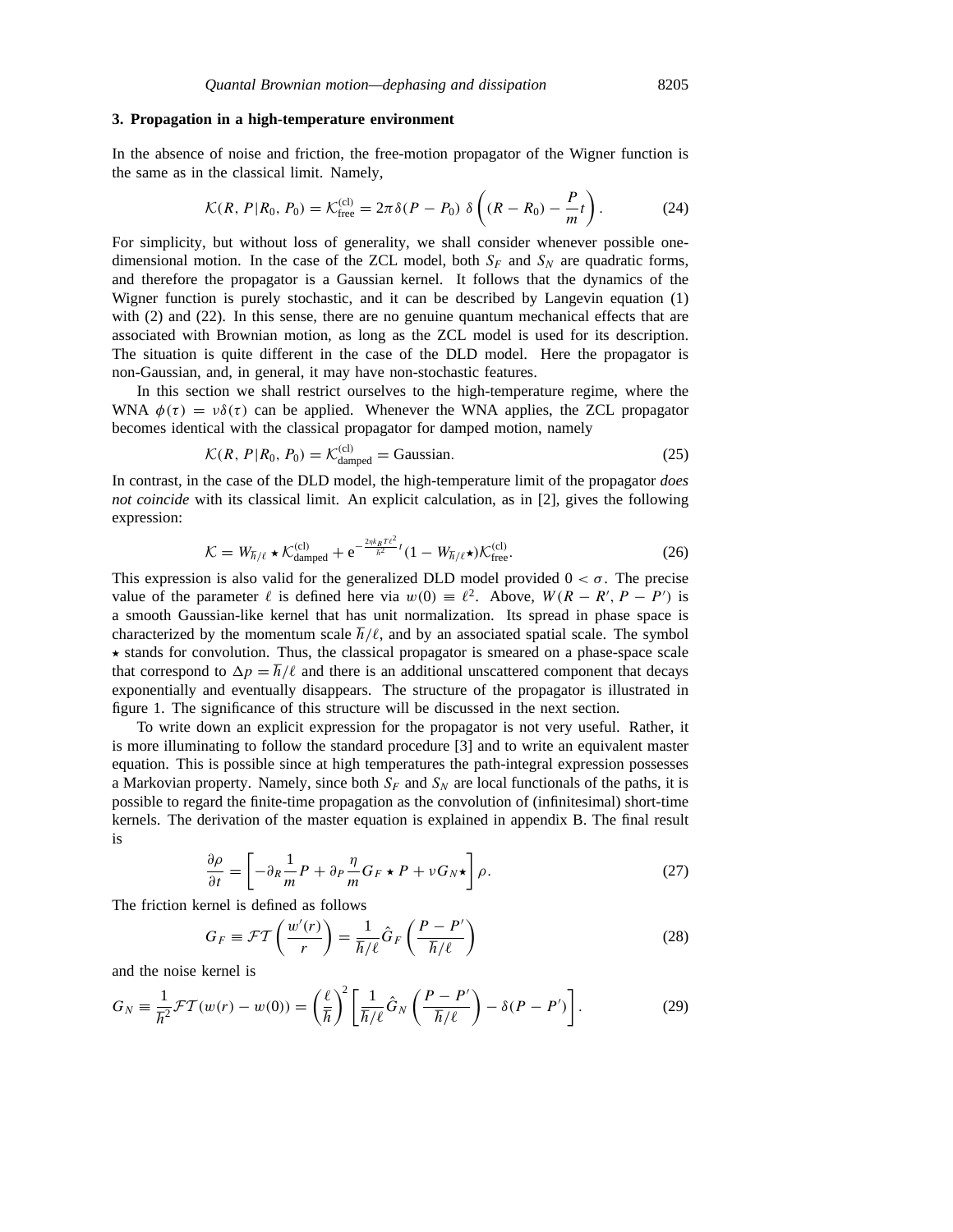### 3. Propagation in a high-temperature environment

In the absence of noise and friction, the free-motion propagator of the Wigner function is the same as in the classical limit. Namely,

$$\mathcal{K}(R, P|R_0, P_0) = \mathcal{K}^{(\mathrm{cl})}_{\mathrm{free}} = 2\pi\delta(P - P_0)\ \delta\left((R - R_0) - \frac{P}{m}t\right). \tag{24}$$

For simplicity, but without loss of generality, we shall consider whenever possible one-dimensional motion. In the case of the ZCL model, both $S_F$ and $S_N$ are quadratic forms, and therefore the propagator is a Gaussian kernel. It follows that the dynamics of the Wigner function is purely stochastic, and it can be described by Langevin equation (1) with (2) and (22). In this sense, there are no genuine quantum mechanical effects that are associated with Brownian motion, as long as the ZCL model is used for its description. The situation is quite different in the case of the DLD model. Here the propagator is non-Gaussian, and, in general, it may have non-stochastic features.

In this section we shall restrict ourselves to the high-temperature regime, where the WNA $\phi(\tau) = \nu\delta(\tau)$ can be applied. Whenever the WNA applies, the ZCL propagator becomes identical with the classical propagator for damped motion, namely

$$\mathcal{K}(R, P|R_0, P_0) = \mathcal{K}^{(\mathrm{cl})}_{\mathrm{damped}} = \text{Gaussian}. \tag{25}$$

In contrast, in the case of the DLD model, the high-temperature limit of the propagator *does not coincide* with its classical limit. An explicit calculation, as in [2], gives the following expression:

$$\mathcal{K} = W_{\hbar/\ell} \star \mathcal{K}^{(\mathrm{cl})}_{\mathrm{damped}} + \mathrm{e}^{-\frac{2\eta k_B T \ell^2}{\hbar^2}t}(1 - W_{\hbar/\ell}\star)\mathcal{K}^{(\mathrm{cl})}_{\mathrm{free}}. \tag{26}$$

This expression is also valid for the generalized DLD model provided $0 < \sigma$. The precise value of the parameter $\ell$ is defined here via $w(0) \equiv \ell^2$. Above, $W(R - R', P - P')$ is a smooth Gaussian-like kernel that has unit normalization. Its spread in phase space is characterized by the momentum scale $\hbar/\ell$, and by an associated spatial scale. The symbol $\star$ stands for convolution. Thus, the classical propagator is smeared on a phase-space scale that correspond to $\Delta p = \hbar/\ell$ and there is an additional unscattered component that decays exponentially and eventually disappears. The structure of the propagator is illustrated in figure 1. The significance of this structure will be discussed in the next section.

To write down an explicit expression for the propagator is not very useful. Rather, it is more illuminating to follow the standard procedure [3] and to write an equivalent master equation. This is possible since at high temperatures the path-integral expression possesses a Markovian property. Namely, since both $S_F$ and $S_N$ are local functionals of the paths, it is possible to regard the finite-time propagation as the convolution of (infinitesimal) short-time kernels. The derivation of the master equation is explained in appendix B. The final result is

$$\frac{\partial\rho}{\partial t} = \left[-\partial_R\frac{1}{m}P + \partial_P\frac{\eta}{m}G_F \star P + \nu G_N\star\right]\rho. \tag{27}$$

The friction kernel is defined as follows

$$G_F \equiv \mathcal{FT}\left(\frac{w'(r)}{r}\right) = \frac{1}{\hbar/\ell}\hat{G}_F\left(\frac{P - P'}{\hbar/\ell}\right) \tag{28}$$

and the noise kernel is

$$G_N \equiv \frac{1}{\hbar^2}\mathcal{FT}(w(r) - w(0)) = \left(\frac{\ell}{\hbar}\right)^2\left[\frac{1}{\hbar/\ell}\hat{G}_N\left(\frac{P - P'}{\hbar/\ell}\right) - \delta(P - P')\right]. \tag{29}$$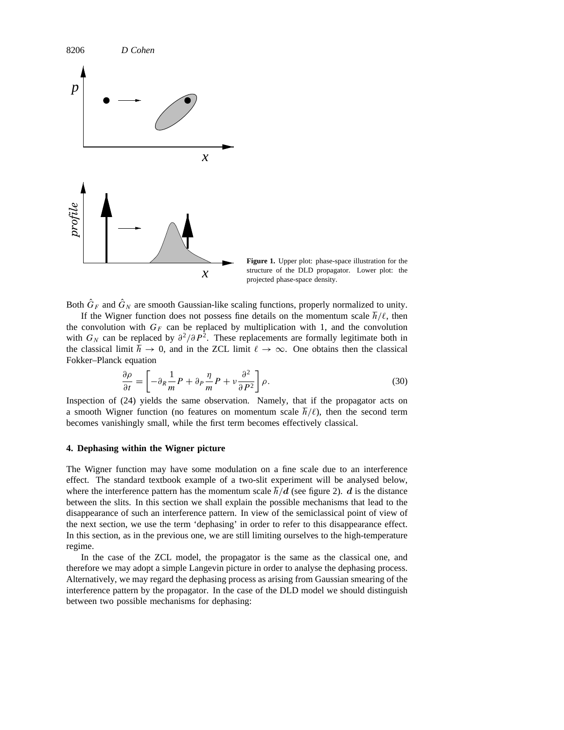**Figure 1.** Upper plot: phase-space illustration for the structure of the DLD propagator. Lower plot: the projected phase-space density.

Both $\hat{G}_F$ and $\hat{G}_N$ are smooth Gaussian-like scaling functions, properly normalized to unity.

If the Wigner function does not possess fine details on the momentum scale $\hbar/\ell$, then the convolution with $G_F$ can be replaced by multiplication with 1, and the convolution with $G_N$ can be replaced by $\partial^2/\partial P^2$. These replacements are formally legitimate both in the classical limit $\hbar \to 0$, and in the ZCL limit $\ell \to \infty$. One obtains then the classical Fokker–Planck equation

$$\frac{\partial \rho}{\partial t} = \left[ -\partial_R \frac{1}{m} P + \partial_P \frac{\eta}{m} P + \nu \frac{\partial^2}{\partial P^2} \right] \rho. \tag{30}$$

Inspection of (24) yields the same observation. Namely, that if the propagator acts on a smooth Wigner function (no features on momentum scale $\hbar/\ell$), then the second term becomes vanishingly small, while the first term becomes effectively classical.

## 4. Dephasing within the Wigner picture

The Wigner function may have some modulation on a fine scale due to an interference effect. The standard textbook example of a two-slit experiment will be analysed below, where the interference pattern has the momentum scale $\hbar/d$ (see figure 2). $d$ is the distance between the slits. In this section we shall explain the possible mechanisms that lead to the disappearance of such an interference pattern. In view of the semiclassical point of view of the next section, we use the term 'dephasing' in order to refer to this disappearance effect. In this section, as in the previous one, we are still limiting ourselves to the high-temperature regime.

In the case of the ZCL model, the propagator is the same as the classical one, and therefore we may adopt a simple Langevin picture in order to analyse the dephasing process. Alternatively, we may regard the dephasing process as arising from Gaussian smearing of the interference pattern by the propagator. In the case of the DLD model we should distinguish between two possible mechanisms for dephasing: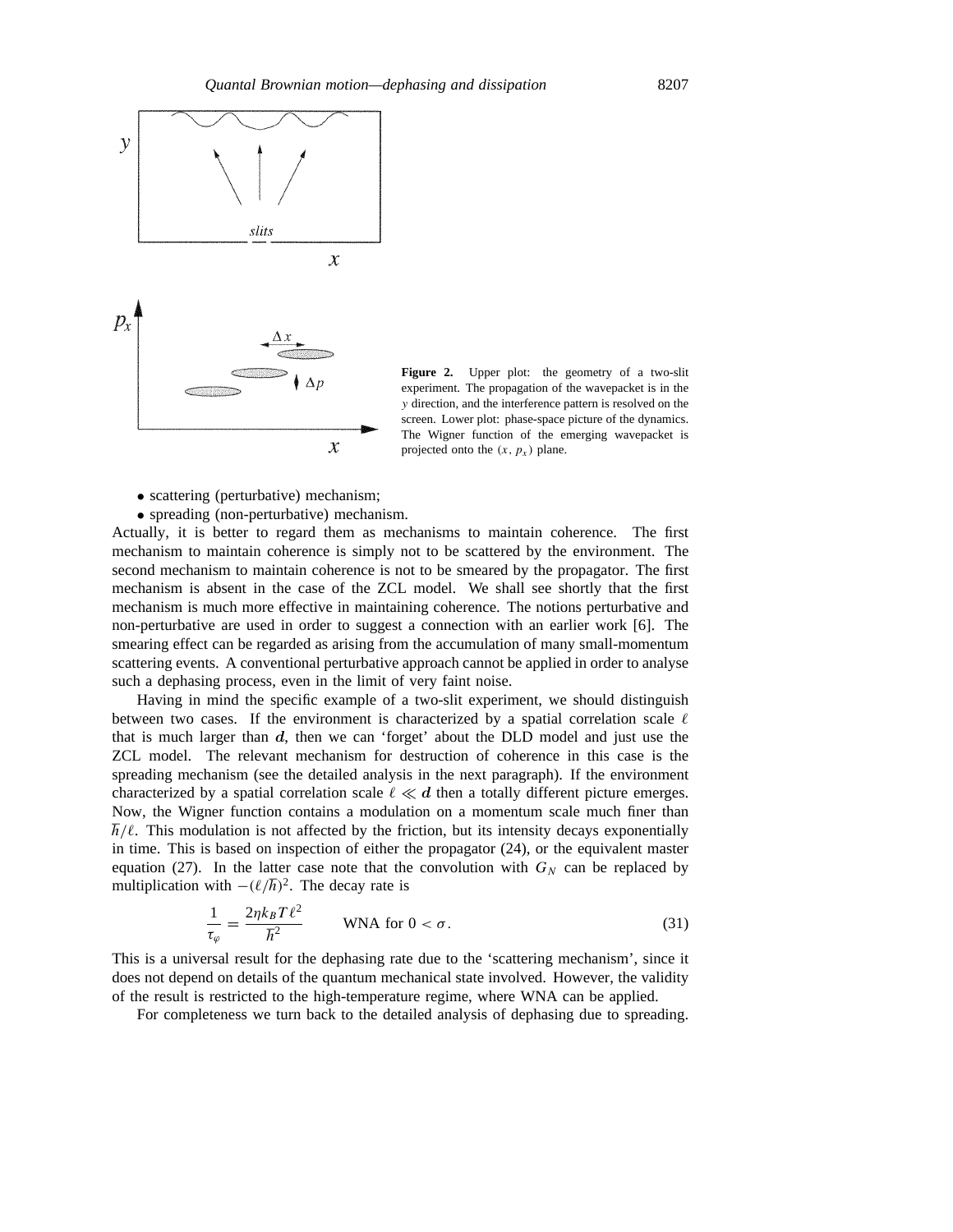Figure 2. Upper plot: the geometry of a two-slit experiment. The propagation of the wavepacket is in the $y$ direction, and the interference pattern is resolved on the screen. Lower plot: phase-space picture of the dynamics. The Wigner function of the emerging wavepacket is projected onto the $(x, p_x)$ plane.

- scattering (perturbative) mechanism;
- spreading (non-perturbative) mechanism.

Actually, it is better to regard them as mechanisms to maintain coherence. The first mechanism to maintain coherence is simply not to be scattered by the environment. The second mechanism to maintain coherence is not to be smeared by the propagator. The first mechanism is absent in the case of the ZCL model. We shall see shortly that the first mechanism is much more effective in maintaining coherence. The notions perturbative and non-perturbative are used in order to suggest a connection with an earlier work [6]. The smearing effect can be regarded as arising from the accumulation of many small-momentum scattering events. A conventional perturbative approach cannot be applied in order to analyse such a dephasing process, even in the limit of very faint noise.

Having in mind the specific example of a two-slit experiment, we should distinguish between two cases. If the environment is characterized by a spatial correlation scale $\ell$ that is much larger than $d$, then we can 'forget' about the DLD model and just use the ZCL model. The relevant mechanism for destruction of coherence in this case is the spreading mechanism (see the detailed analysis in the next paragraph). If the environment characterized by a spatial correlation scale $\ell \ll d$ then a totally different picture emerges. Now, the Wigner function contains a modulation on a momentum scale much finer than $\hbar/\ell$. This modulation is not affected by the friction, but its intensity decays exponentially in time. This is based on inspection of either the propagator (24), or the equivalent master equation (27). In the latter case note that the convolution with $G_N$ can be replaced by multiplication with $-(\ell/\hbar)^2$. The decay rate is

$$\frac{1}{\tau_\varphi} = \frac{2\eta k_B T \ell^2}{\hbar^2} \qquad \text{WNA for } 0 < \sigma. \tag{31}$$

This is a universal result for the dephasing rate due to the 'scattering mechanism', since it does not depend on details of the quantum mechanical state involved. However, the validity of the result is restricted to the high-temperature regime, where WNA can be applied.

For completeness we turn back to the detailed analysis of dephasing due to spreading.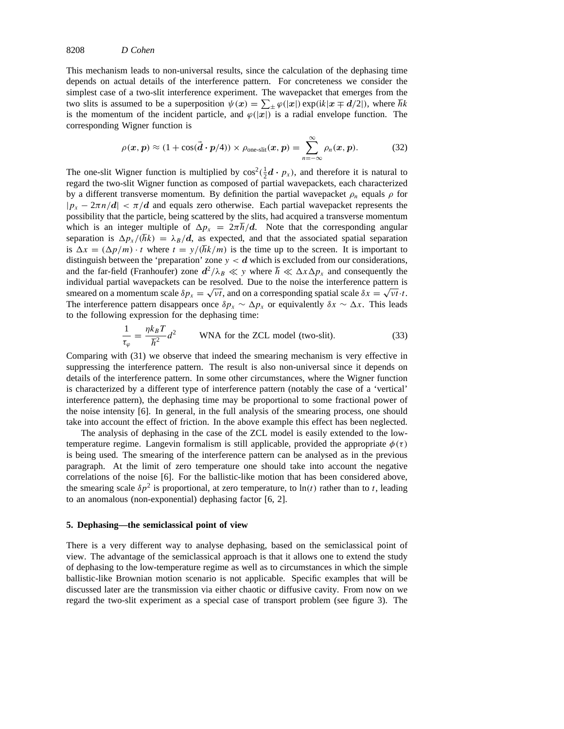This mechanism leads to non-universal results, since the calculation of the dephasing time depends on actual details of the interference pattern. For concreteness we consider the simplest case of a two-slit interference experiment. The wavepacket that emerges from the two slits is assumed to be a superposition $\psi(\boldsymbol{x}) = \sum_{\pm} \varphi(|\boldsymbol{x}|) \exp(\mathrm{i}k|\boldsymbol{x} \mp \boldsymbol{d}/2|)$, where $\hbar k$ is the momentum of the incident particle, and $\varphi(|\boldsymbol{x}|)$ is a radial envelope function. The corresponding Wigner function is

$$\rho(\boldsymbol{x}, \boldsymbol{p}) \approx (1 + \cos(\vec{\boldsymbol{d}} \cdot \boldsymbol{p}/4)) \times \rho_{\text{one-slit}}(\boldsymbol{x}, \boldsymbol{p}) = \sum_{n=-\infty}^{\infty} \rho_n(\boldsymbol{x}, \boldsymbol{p}). \tag{32}$$

The one-slit Wigner function is multiplied by $\cos^2(\frac{1}{2}\boldsymbol{d} \cdot p_x)$, and therefore it is natural to regard the two-slit Wigner function as composed of partial wavepackets, each characterized by a different transverse momentum. By definition the partial wavepacket $\rho_n$ equals $\rho$ for $|p_x - 2\pi n/\boldsymbol{d}| < \pi/\boldsymbol{d}$ and equals zero otherwise. Each partial wavepacket represents the possibility that the particle, being scattered by the slits, had acquired a transverse momentum which is an integer multiple of $\Delta p_x = 2\pi\hbar/\boldsymbol{d}$. Note that the corresponding angular separation is $\Delta p_x/(\hbar k) = \lambda_B/\boldsymbol{d}$, as expected, and that the associated spatial separation is $\Delta x = (\Delta p/m) \cdot t$ where $t = y/(\hbar k/m)$ is the time up to the screen. It is important to distinguish between the 'preparation' zone $y < \boldsymbol{d}$ which is excluded from our considerations, and the far-field (Franhoufer) zone $\boldsymbol{d}^2/\lambda_B \ll y$ where $\hbar \ll \Delta x \Delta p_x$ and consequently the individual partial wavepackets can be resolved. Due to the noise the interference pattern is smeared on a momentum scale $\delta p_x = \sqrt{\nu t}$, and on a corresponding spatial scale $\delta x = \sqrt{\nu t} \cdot t$. The interference pattern disappears once $\delta p_x \sim \Delta p_x$ or equivalently $\delta x \sim \Delta x$. This leads to the following expression for the dephasing time:

$$\frac{1}{\tau_\varphi} = \frac{\eta k_B T}{\hbar^2} d^2 \qquad \text{WNA for the ZCL model (two-slit).} \tag{33}$$

Comparing with (31) we observe that indeed the smearing mechanism is very effective in suppressing the interference pattern. The result is also non-universal since it depends on details of the interference pattern. In some other circumstances, where the Wigner function is characterized by a different type of interference pattern (notably the case of a 'vertical' interference pattern), the dephasing time may be proportional to some fractional power of the noise intensity [6]. In general, in the full analysis of the smearing process, one should take into account the effect of friction. In the above example this effect has been neglected.

The analysis of dephasing in the case of the ZCL model is easily extended to the low-temperature regime. Langevin formalism is still applicable, provided the appropriate $\phi(\tau)$ is being used. The smearing of the interference pattern can be analysed as in the previous paragraph. At the limit of zero temperature one should take into account the negative correlations of the noise [6]. For the ballistic-like motion that has been considered above, the smearing scale $\delta p^2$ is proportional, at zero temperature, to $\ln(t)$ rather than to $t$, leading to an anomalous (non-exponential) dephasing factor [6, 2].

## 5. Dephasing—the semiclassical point of view

There is a very different way to analyse dephasing, based on the semiclassical point of view. The advantage of the semiclassical approach is that it allows one to extend the study of dephasing to the low-temperature regime as well as to circumstances in which the simple ballistic-like Brownian motion scenario is not applicable. Specific examples that will be discussed later are the transmission via either chaotic or diffusive cavity. From now on we regard the two-slit experiment as a special case of transport problem (see figure 3). The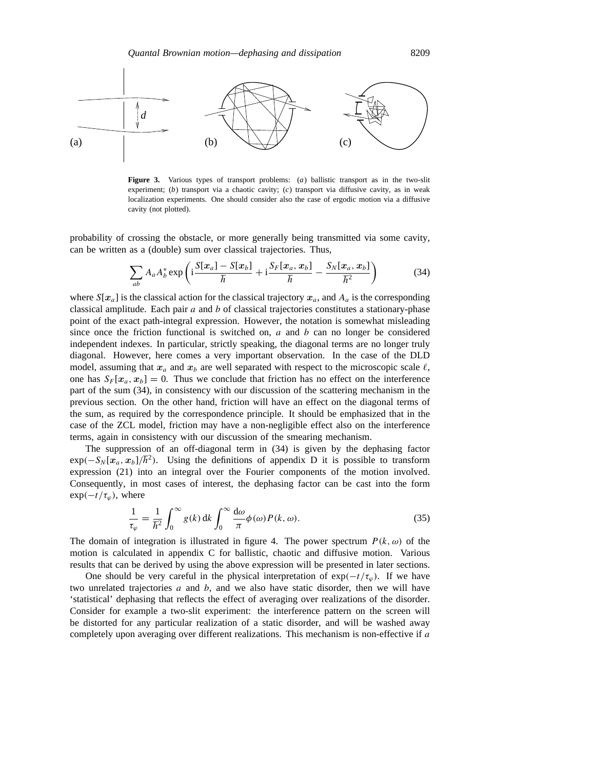**Figure 3.** Various types of transport problems: (*a*) ballistic transport as in the two-slit experiment; (*b*) transport via a chaotic cavity; (*c*) transport via diffusive cavity, as in weak localization experiments. One should consider also the case of ergodic motion via a diffusive cavity (not plotted).

probability of crossing the obstacle, or more generally being transmitted via some cavity, can be written as a (double) sum over classical trajectories. Thus,

$$\sum_{ab} A_a A_b^* \exp\left( \mathrm{i}\frac{S[\boldsymbol{x}_a] - S[\boldsymbol{x}_b]}{\hbar} + \mathrm{i}\frac{S_F[\boldsymbol{x}_a, \boldsymbol{x}_b]}{\hbar} - \frac{S_N[\boldsymbol{x}_a, \boldsymbol{x}_b]}{\hbar^2} \right) \tag{34}$$

where $S[\boldsymbol{x}_a]$ is the classical action for the classical trajectory $\boldsymbol{x}_a$, and $A_a$ is the corresponding classical amplitude. Each pair $a$ and $b$ of classical trajectories constitutes a stationary-phase point of the exact path-integral expression. However, the notation is somewhat misleading since once the friction functional is switched on, $a$ and $b$ can no longer be considered independent indexes. In particular, strictly speaking, the diagonal terms are no longer truly diagonal. However, here comes a very important observation. In the case of the DLD model, assuming that $\boldsymbol{x}_a$ and $\boldsymbol{x}_b$ are well separated with respect to the microscopic scale $\ell$, one has $S_F[\boldsymbol{x}_a, \boldsymbol{x}_b] = 0$. Thus we conclude that friction has no effect on the interference part of the sum (34), in consistency with our discussion of the scattering mechanism in the previous section. On the other hand, friction will have an effect on the diagonal terms of the sum, as required by the correspondence principle. It should be emphasized that in the case of the ZCL model, friction may have a non-negligible effect also on the interference terms, again in consistency with our discussion of the smearing mechanism.

The suppression of an off-diagonal term in (34) is given by the dephasing factor $\exp(-S_N[\boldsymbol{x}_a, \boldsymbol{x}_b]/\hbar^2)$. Using the definitions of appendix D it is possible to transform expression (21) into an integral over the Fourier components of the motion involved. Consequently, in most cases of interest, the dephasing factor can be cast into the form $\exp(-t/\tau_\varphi)$, where

$$\frac{1}{\tau_\varphi} = \frac{1}{\hbar^2} \int_0^\infty g(k)\, \mathrm{d}k \int_0^\infty \frac{\mathrm{d}\omega}{\pi} \phi(\omega) P(k, \omega). \tag{35}$$

The domain of integration is illustrated in figure 4. The power spectrum $P(k, \omega)$ of the motion is calculated in appendix C for ballistic, chaotic and diffusive motion. Various results that can be derived by using the above expression will be presented in later sections.

One should be very careful in the physical interpretation of $\exp(-t/\tau_\varphi)$. If we have two unrelated trajectories $a$ and $b$, and we also have static disorder, then we will have 'statistical' dephasing that reflects the effect of averaging over realizations of the disorder. Consider for example a two-slit experiment: the interference pattern on the screen will be distorted for any particular realization of a static disorder, and will be washed away completely upon averaging over different realizations. This mechanism is non-effective if $a$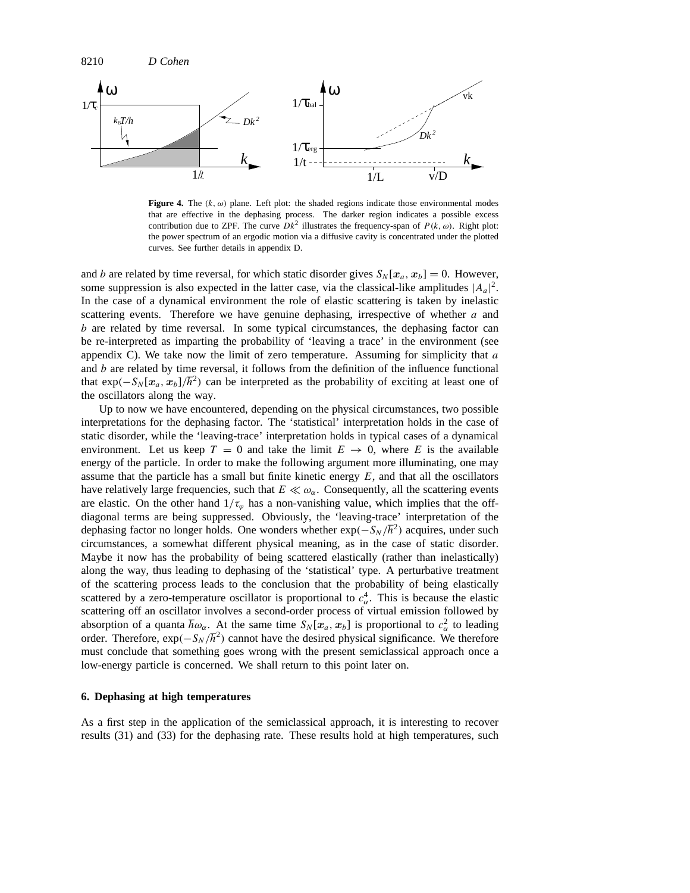**Figure 4.** The $(k, \omega)$ plane. Left plot: the shaded regions indicate those environmental modes that are effective in the dephasing process. The darker region indicates a possible excess contribution due to ZPF. The curve $Dk^2$ illustrates the frequency-span of $P(k, \omega)$. Right plot: the power spectrum of an ergodic motion via a diffusive cavity is concentrated under the plotted curves. See further details in appendix D.

and $b$ are related by time reversal, for which static disorder gives $S_N[\boldsymbol{x}_a, \boldsymbol{x}_b] = 0$. However, some suppression is also expected in the latter case, via the classical-like amplitudes $|A_a|^2$. In the case of a dynamical environment the role of elastic scattering is taken by inelastic scattering events. Therefore we have genuine dephasing, irrespective of whether $a$ and $b$ are related by time reversal. In some typical circumstances, the dephasing factor can be re-interpreted as imparting the probability of 'leaving a trace' in the environment (see appendix C). We take now the limit of zero temperature. Assuming for simplicity that $a$ and $b$ are related by time reversal, it follows from the definition of the influence functional that $\exp(-S_N[\boldsymbol{x}_a, \boldsymbol{x}_b]/\hbar^2)$ can be interpreted as the probability of exciting at least one of the oscillators along the way.

Up to now we have encountered, depending on the physical circumstances, two possible interpretations for the dephasing factor. The 'statistical' interpretation holds in the case of static disorder, while the 'leaving-trace' interpretation holds in typical cases of a dynamical environment. Let us keep $T = 0$ and take the limit $E \to 0$, where $E$ is the available energy of the particle. In order to make the following argument more illuminating, one may assume that the particle has a small but finite kinetic energy $E$, and that all the oscillators have relatively large frequencies, such that $E \ll \omega_\alpha$. Consequently, all the scattering events are elastic. On the other hand $1/\tau_\varphi$ has a non-vanishing value, which implies that the off-diagonal terms are being suppressed. Obviously, the 'leaving-trace' interpretation of the dephasing factor no longer holds. One wonders whether $\exp(-S_N/\hbar^2)$ acquires, under such circumstances, a somewhat different physical meaning, as in the case of static disorder. Maybe it now has the probability of being scattered elastically (rather than inelastically) along the way, thus leading to dephasing of the 'statistical' type. A perturbative treatment of the scattering process leads to the conclusion that the probability of being elastically scattered by a zero-temperature oscillator is proportional to $c_\alpha^4$. This is because the elastic scattering off an oscillator involves a second-order process of virtual emission followed by absorption of a quanta $\hbar\omega_\alpha$. At the same time $S_N[\boldsymbol{x}_a, \boldsymbol{x}_b]$ is proportional to $c_\alpha^2$ to leading order. Therefore, $\exp(-S_N/\hbar^2)$ cannot have the desired physical significance. We therefore must conclude that something goes wrong with the present semiclassical approach once a low-energy particle is concerned. We shall return to this point later on.

### 6. Dephasing at high temperatures

As a first step in the application of the semiclassical approach, it is interesting to recover results (31) and (33) for the dephasing rate. These results hold at high temperatures, such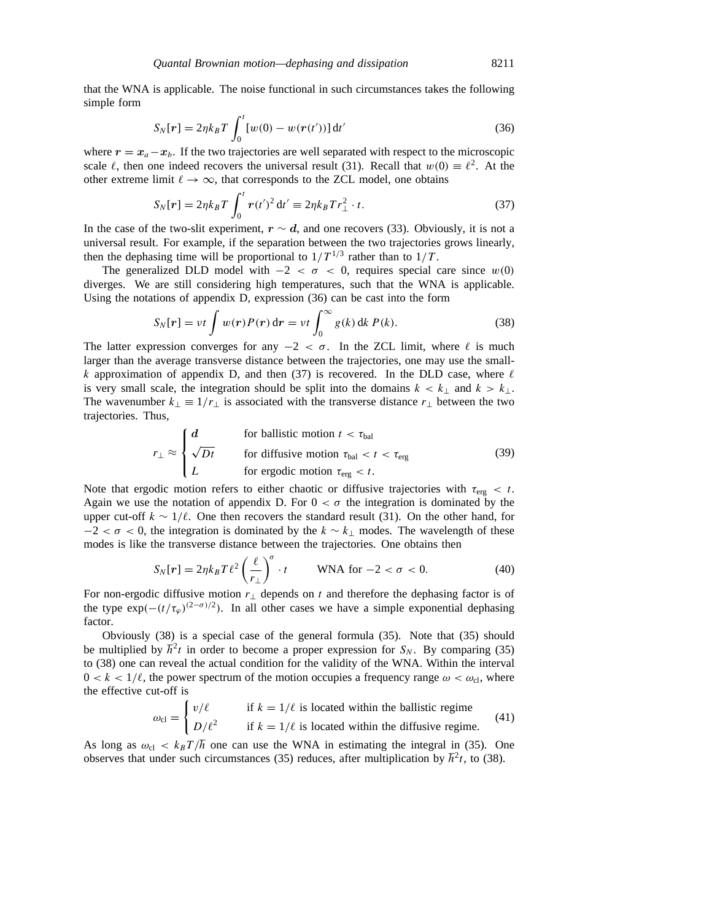that the WNA is applicable. The noise functional in such circumstances takes the following simple form

$$S_N[\boldsymbol{r}] = 2\eta k_B T \int_0^t [w(0) - w(\boldsymbol{r}(t'))]\,\mathrm{d}t' \tag{36}$$

where $\boldsymbol{r} = \boldsymbol{x}_a - \boldsymbol{x}_b$. If the two trajectories are well separated with respect to the microscopic scale $\ell$, then one indeed recovers the universal result (31). Recall that $w(0) \equiv \ell^2$. At the other extreme limit $\ell \to \infty$, that corresponds to the ZCL model, one obtains

$$S_N[\boldsymbol{r}] = 2\eta k_B T \int_0^t \boldsymbol{r}(t')^2\,\mathrm{d}t' \equiv 2\eta k_B T r_\perp^2 \cdot t. \tag{37}$$

In the case of the two-slit experiment, $\boldsymbol{r} \sim \boldsymbol{d}$, and one recovers (33). Obviously, it is not a universal result. For example, if the separation between the two trajectories grows linearly, then the dephasing time will be proportional to $1/T^{1/3}$ rather than to $1/T$.

The generalized DLD model with $-2 < \sigma < 0$, requires special care since $w(0)$ diverges. We are still considering high temperatures, such that the WNA is applicable. Using the notations of appendix D, expression (36) can be cast into the form

$$S_N[\boldsymbol{r}] = \nu t \int w(\boldsymbol{r}) P(\boldsymbol{r})\,\mathrm{d}\boldsymbol{r} = \nu t \int_0^\infty g(k)\,\mathrm{d}k\, P(k). \tag{38}$$

The latter expression converges for any $-2 < \sigma$. In the ZCL limit, where $\ell$ is much larger than the average transverse distance between the trajectories, one may use the small-$k$ approximation of appendix D, and then (37) is recovered. In the DLD case, where $\ell$ is very small scale, the integration should be split into the domains $k < k_\perp$ and $k > k_\perp$. The wavenumber $k_\perp \equiv 1/r_\perp$ is associated with the transverse distance $r_\perp$ between the two trajectories. Thus,

$$r_\perp \approx \begin{cases} \boldsymbol{d} & \text{for ballistic motion } t < \tau_{\text{bal}} \\ \sqrt{Dt} & \text{for diffusive motion } \tau_{\text{bal}} < t < \tau_{\text{erg}} \\ L & \text{for ergodic motion } \tau_{\text{erg}} < t. \end{cases} \tag{39}$$

Note that ergodic motion refers to either chaotic or diffusive trajectories with $\tau_{\text{erg}} < t$. Again we use the notation of appendix D. For $0 < \sigma$ the integration is dominated by the upper cut-off $k \sim 1/\ell$. One then recovers the standard result (31). On the other hand, for $-2 < \sigma < 0$, the integration is dominated by the $k \sim k_\perp$ modes. The wavelength of these modes is like the transverse distance between the trajectories. One obtains then

$$S_N[\boldsymbol{r}] = 2\eta k_B T \ell^2 \left(\frac{\ell}{r_\perp}\right)^\sigma \cdot t \qquad \text{WNA for } -2 < \sigma < 0. \tag{40}$$

For non-ergodic diffusive motion $r_\perp$ depends on $t$ and therefore the dephasing factor is of the type $\exp(-(t/\tau_\varphi)^{(2-\sigma)/2})$. In all other cases we have a simple exponential dephasing factor.

Obviously (38) is a special case of the general formula (35). Note that (35) should be multiplied by $\hbar^2 t$ in order to become a proper expression for $S_N$. By comparing (35) to (38) one can reveal the actual condition for the validity of the WNA. Within the interval $0 < k < 1/\ell$, the power spectrum of the motion occupies a frequency range $\omega < \omega_{\text{cl}}$, where the effective cut-off is

$$\omega_{\text{cl}} = \begin{cases} v/\ell & \text{if } k = 1/\ell \text{ is located within the ballistic regime} \\ D/\ell^2 & \text{if } k = 1/\ell \text{ is located within the diffusive regime.} \end{cases} \tag{41}$$

As long as $\omega_{\text{cl}} < k_B T/\hbar$ one can use the WNA in estimating the integral in (35). One observes that under such circumstances (35) reduces, after multiplication by $\hbar^2 t$, to (38).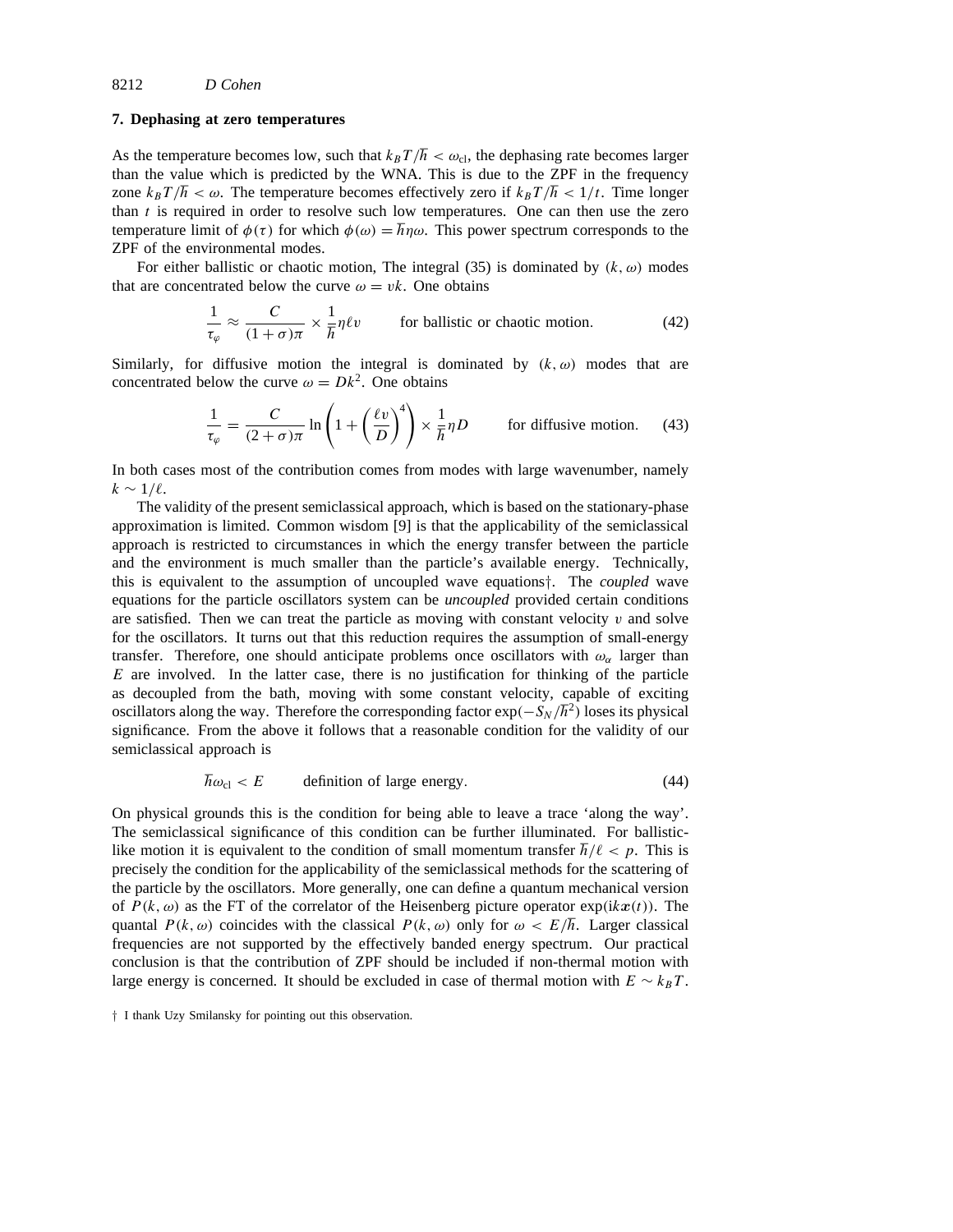### 7. Dephasing at zero temperatures

As the temperature becomes low, such that $k_B T/\hbar < \omega_{\text{cl}}$, the dephasing rate becomes larger than the value which is predicted by the WNA. This is due to the ZPF in the frequency zone $k_B T/\hbar < \omega$. The temperature becomes effectively zero if $k_B T/\hbar < 1/t$. Time longer than $t$ is required in order to resolve such low temperatures. One can then use the zero temperature limit of $\phi(\tau)$ for which $\phi(\omega) = \hbar\eta\omega$. This power spectrum corresponds to the ZPF of the environmental modes.

For either ballistic or chaotic motion, The integral (35) is dominated by $(k, \omega)$ modes that are concentrated below the curve $\omega = vk$. One obtains

$$\frac{1}{\tau_\varphi} \approx \frac{C}{(1+\sigma)\pi} \times \frac{1}{\hbar}\eta\ell v \qquad \text{for ballistic or chaotic motion.} \tag{42}$$

Similarly, for diffusive motion the integral is dominated by $(k, \omega)$ modes that are concentrated below the curve $\omega = Dk^2$. One obtains

$$\frac{1}{\tau_\varphi} = \frac{C}{(2+\sigma)\pi} \ln\left(1 + \left(\frac{\ell v}{D}\right)^4\right) \times \frac{1}{\hbar}\eta D \qquad \text{for diffusive motion.} \tag{43}$$

In both cases most of the contribution comes from modes with large wavenumber, namely $k \sim 1/\ell$.

The validity of the present semiclassical approach, which is based on the stationary-phase approximation is limited. Common wisdom [9] is that the applicability of the semiclassical approach is restricted to circumstances in which the energy transfer between the particle and the environment is much smaller than the particle's available energy. Technically, this is equivalent to the assumption of uncoupled wave equations†. The *coupled* wave equations for the particle oscillators system can be *uncoupled* provided certain conditions are satisfied. Then we can treat the particle as moving with constant velocity $v$ and solve for the oscillators. It turns out that this reduction requires the assumption of small-energy transfer. Therefore, one should anticipate problems once oscillators with $\omega_\alpha$ larger than $E$ are involved. In the latter case, there is no justification for thinking of the particle as decoupled from the bath, moving with some constant velocity, capable of exciting oscillators along the way. Therefore the corresponding factor $\exp(-S_N/\hbar^2)$ loses its physical significance. From the above it follows that a reasonable condition for the validity of our semiclassical approach is

$$\hbar\omega_{\text{cl}} < E \qquad \text{definition of large energy.} \tag{44}$$

On physical grounds this is the condition for being able to leave a trace 'along the way'. The semiclassical significance of this condition can be further illuminated. For ballistic-like motion it is equivalent to the condition of small momentum transfer $\hbar/\ell < p$. This is precisely the condition for the applicability of the semiclassical methods for the scattering of the particle by the oscillators. More generally, one can define a quantum mechanical version of $P(k, \omega)$ as the FT of the correlator of the Heisenberg picture operator $\exp(\mathrm{i}k\boldsymbol{x}(t))$. The quantal $P(k, \omega)$ coincides with the classical $P(k, \omega)$ only for $\omega < E/\hbar$. Larger classical frequencies are not supported by the effectively banded energy spectrum. Our practical conclusion is that the contribution of ZPF should be included if non-thermal motion with large energy is concerned. It should be excluded in case of thermal motion with $E \sim k_B T$.

† I thank Uzy Smilansky for pointing out this observation.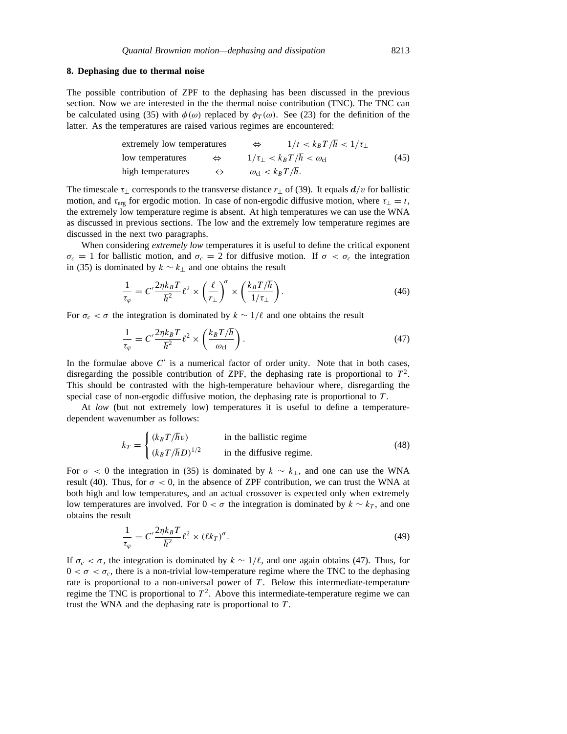## 8. Dephasing due to thermal noise

The possible contribution of ZPF to the dephasing has been discussed in the previous section. Now we are interested in the the thermal noise contribution (TNC). The TNC can be calculated using (35) with $\phi(\omega)$ replaced by $\phi_T(\omega)$. See (23) for the definition of the latter. As the temperatures are raised various regimes are encountered:

$$
\begin{array}{lll}
\text{extremely low temperatures} & \Leftrightarrow & 1/t < k_B T/\hbar < 1/\tau_\perp \\
\text{low temperatures} & \Leftrightarrow & 1/\tau_\perp < k_B T/\hbar < \omega_{\text{cl}} \\
\text{high temperatures} & \Leftrightarrow & \omega_{\text{cl}} < k_B T/\hbar.
\end{array}
\tag{45}
$$

The timescale $\tau_\perp$ corresponds to the transverse distance $r_\perp$ of (39). It equals $\boldsymbol{d}/v$ for ballistic motion, and $\tau_{\text{erg}}$ for ergodic motion. In case of non-ergodic diffusive motion, where $\tau_\perp = t$, the extremely low temperature regime is absent. At high temperatures we can use the WNA as discussed in previous sections. The low and the extremely low temperature regimes are discussed in the next two paragraphs.

When considering *extremely low* temperatures it is useful to define the critical exponent $\sigma_c = 1$ for ballistic motion, and $\sigma_c = 2$ for diffusive motion. If $\sigma < \sigma_c$ the integration in (35) is dominated by $k \sim k_\perp$ and one obtains the result

$$
\frac{1}{\tau_\varphi} = C' \frac{2\eta k_B T}{\hbar^2} \ell^2 \times \left(\frac{\ell}{r_\perp}\right)^\sigma \times \left(\frac{k_B T/\hbar}{1/\tau_\perp}\right). \tag{46}
$$

For $\sigma_c < \sigma$ the integration is dominated by $k \sim 1/\ell$ and one obtains the result

$$
\frac{1}{\tau_\varphi} = C' \frac{2\eta k_B T}{\hbar^2} \ell^2 \times \left(\frac{k_B T/\hbar}{\omega_{\text{cl}}}\right). \tag{47}
$$

In the formulae above $C'$ is a numerical factor of order unity. Note that in both cases, disregarding the possible contribution of ZPF, the dephasing rate is proportional to $T^2$. This should be contrasted with the high-temperature behaviour where, disregarding the special case of non-ergodic diffusive motion, the dephasing rate is proportional to $T$.

At *low* (but not extremely low) temperatures it is useful to define a temperature-dependent wavenumber as follows:

$$
k_T = \begin{cases} (k_B T/\hbar v) & \text{in the ballistic regime} \\ (k_B T/\hbar D)^{1/2} & \text{in the diffusive regime.} \end{cases} \tag{48}
$$

For $\sigma < 0$ the integration in (35) is dominated by $k \sim k_\perp$, and one can use the WNA result (40). Thus, for $\sigma < 0$, in the absence of ZPF contribution, we can trust the WNA at both high and low temperatures, and an actual crossover is expected only when extremely low temperatures are involved. For $0 < \sigma$ the integration is dominated by $k \sim k_T$, and one obtains the result

$$
\frac{1}{\tau_\varphi} = C' \frac{2\eta k_B T}{\hbar^2} \ell^2 \times (\ell k_T)^\sigma. \tag{49}
$$

If $\sigma_c < \sigma$, the integration is dominated by $k \sim 1/\ell$, and one again obtains (47). Thus, for $0 < \sigma < \sigma_c$, there is a non-trivial low-temperature regime where the TNC to the dephasing rate is proportional to a non-universal power of $T$. Below this intermediate-temperature regime the TNC is proportional to $T^2$. Above this intermediate-temperature regime we can trust the WNA and the dephasing rate is proportional to $T$.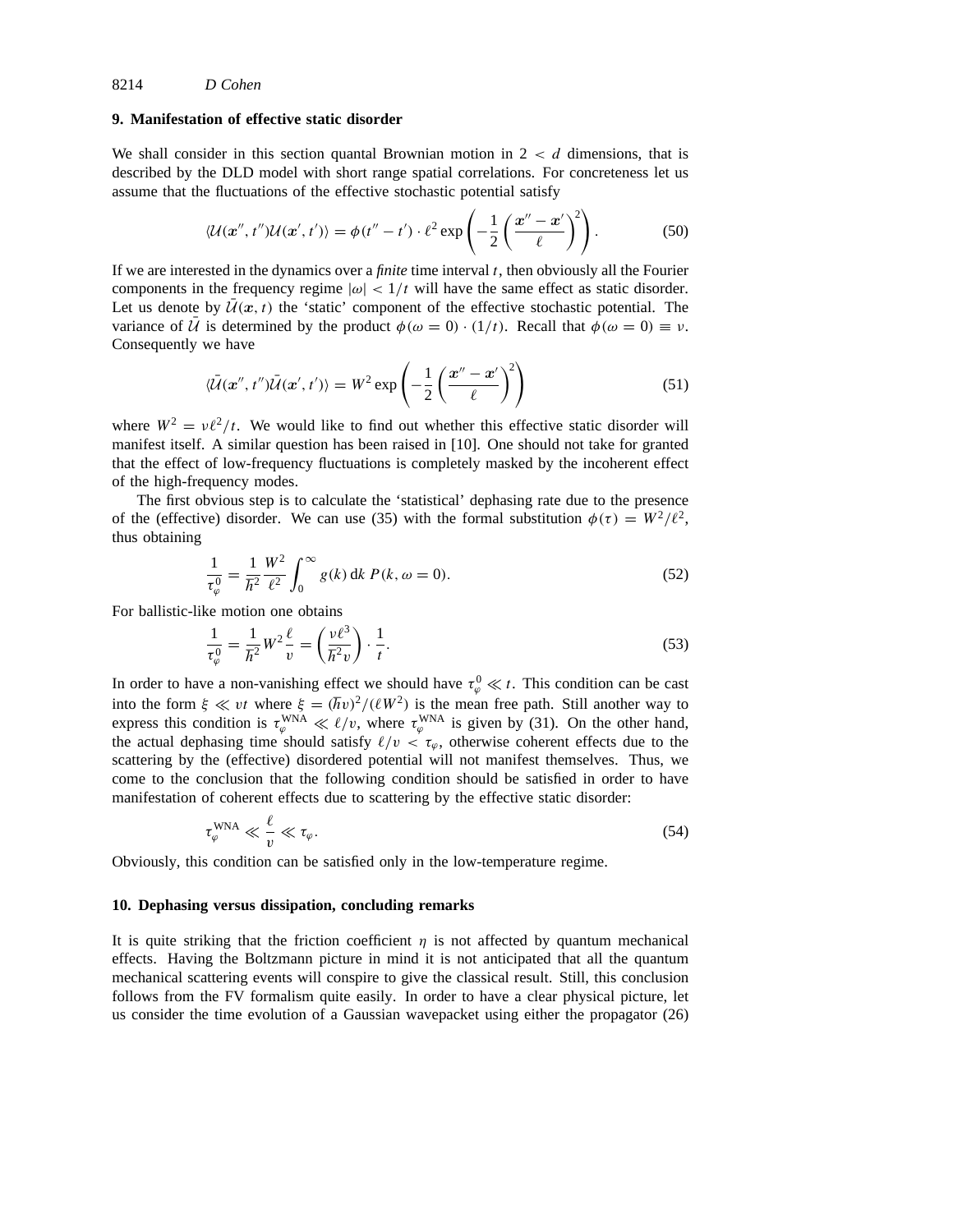## 9. Manifestation of effective static disorder

We shall consider in this section quantal Brownian motion in $2 < d$ dimensions, that is described by the DLD model with short range spatial correlations. For concreteness let us assume that the fluctuations of the effective stochastic potential satisfy

$$\langle \mathcal{U}(\boldsymbol{x}'', t'')\mathcal{U}(\boldsymbol{x}', t')\rangle = \phi(t'' - t') \cdot \ell^2 \exp\left(-\frac{1}{2}\left(\frac{\boldsymbol{x}'' - \boldsymbol{x}'}{\ell}\right)^2\right). \tag{50}$$

If we are interested in the dynamics over a *finite* time interval $t$, then obviously all the Fourier components in the frequency regime $|\omega| < 1/t$ will have the same effect as static disorder. Let us denote by $\bar{\mathcal{U}}(\boldsymbol{x}, t)$ the 'static' component of the effective stochastic potential. The variance of $\bar{\mathcal{U}}$ is determined by the product $\phi(\omega = 0) \cdot (1/t)$. Recall that $\phi(\omega = 0) \equiv \nu$. Consequently we have

$$\langle \bar{\mathcal{U}}(\boldsymbol{x}'', t'')\bar{\mathcal{U}}(\boldsymbol{x}', t')\rangle = W^2 \exp\left(-\frac{1}{2}\left(\frac{\boldsymbol{x}'' - \boldsymbol{x}'}{\ell}\right)^2\right) \tag{51}$$

where $W^2 = \nu\ell^2/t$. We would like to find out whether this effective static disorder will manifest itself. A similar question has been raised in [10]. One should not take for granted that the effect of low-frequency fluctuations is completely masked by the incoherent effect of the high-frequency modes.

The first obvious step is to calculate the 'statistical' dephasing rate due to the presence of the (effective) disorder. We can use (35) with the formal substitution $\phi(\tau) = W^2/\ell^2$, thus obtaining

$$\frac{1}{\tau_\varphi^0} = \frac{1}{\hbar^2}\frac{W^2}{\ell^2}\int_0^\infty g(k)\,\mathrm{d}k\, P(k, \omega = 0). \tag{52}$$

For ballistic-like motion one obtains

$$\frac{1}{\tau_\varphi^0} = \frac{1}{\hbar^2} W^2 \frac{\ell}{v} = \left(\frac{\nu\ell^3}{\hbar^2 v}\right) \cdot \frac{1}{t}. \tag{53}$$

In order to have a non-vanishing effect we should have $\tau_\varphi^0 \ll t$. This condition can be cast into the form $\xi \ll vt$ where $\xi = (\hbar v)^2/(\ell W^2)$ is the mean free path. Still another way to express this condition is $\tau_\varphi^{\mathrm{WNA}} \ll \ell/v$, where $\tau_\varphi^{\mathrm{WNA}}$ is given by (31). On the other hand, the actual dephasing time should satisfy $\ell/v < \tau_\varphi$, otherwise coherent effects due to the scattering by the (effective) disordered potential will not manifest themselves. Thus, we come to the conclusion that the following condition should be satisfied in order to have manifestation of coherent effects due to scattering by the effective static disorder:

$$\tau_\varphi^{\mathrm{WNA}} \ll \frac{\ell}{v} \ll \tau_\varphi. \tag{54}$$

Obviously, this condition can be satisfied only in the low-temperature regime.

## 10. Dephasing versus dissipation, concluding remarks

It is quite striking that the friction coefficient $\eta$ is not affected by quantum mechanical effects. Having the Boltzmann picture in mind it is not anticipated that all the quantum mechanical scattering events will conspire to give the classical result. Still, this conclusion follows from the FV formalism quite easily. In order to have a clear physical picture, let us consider the time evolution of a Gaussian wavepacket using either the propagator (26)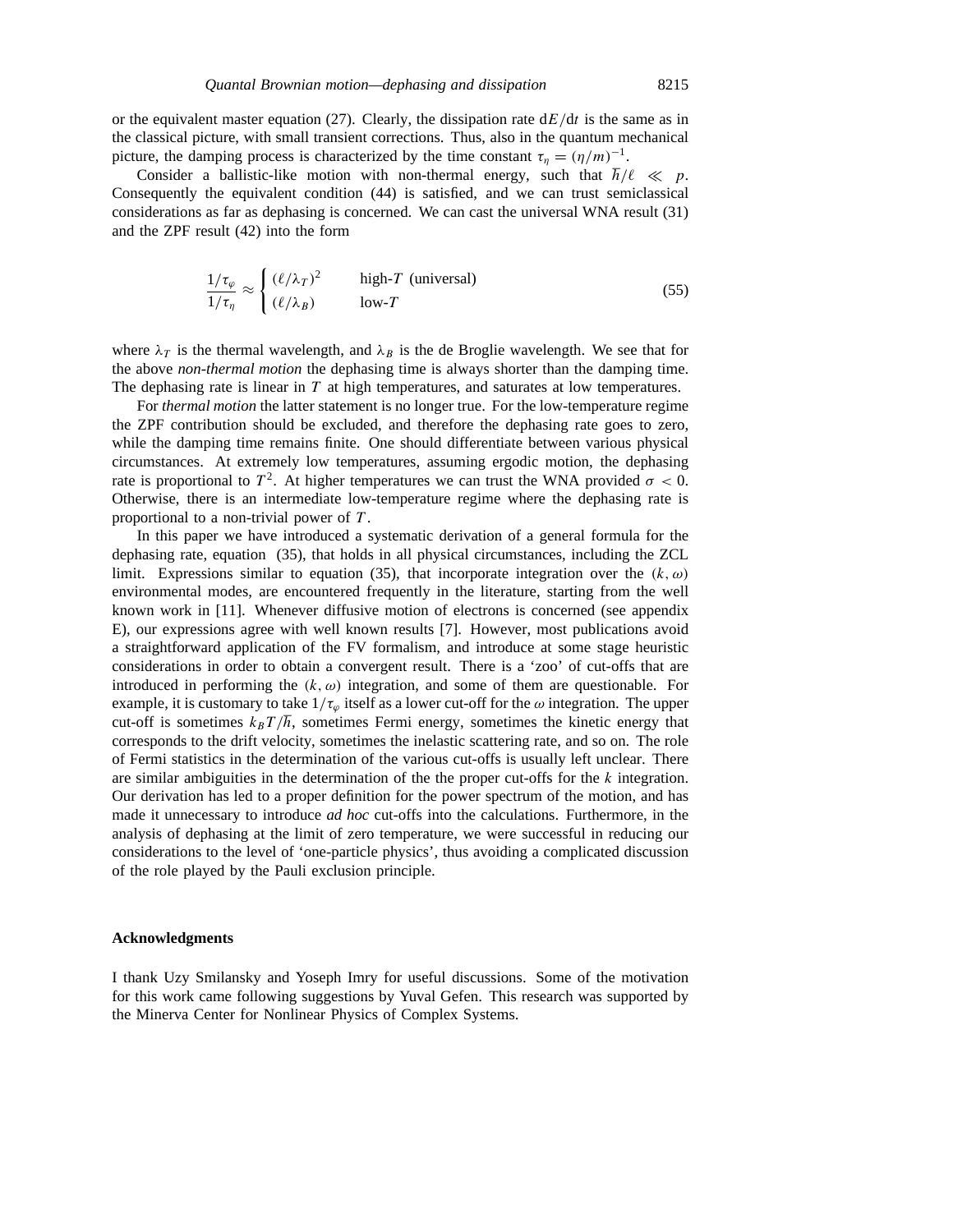or the equivalent master equation (27). Clearly, the dissipation rate $\mathrm{d}E/\mathrm{d}t$ is the same as in the classical picture, with small transient corrections. Thus, also in the quantum mechanical picture, the damping process is characterized by the time constant $\tau_\eta = (\eta/m)^{-1}$.

Consider a ballistic-like motion with non-thermal energy, such that $\hbar/\ell \ll p$. Consequently the equivalent condition (44) is satisfied, and we can trust semiclassical considerations as far as dephasing is concerned. We can cast the universal WNA result (31) and the ZPF result (42) into the form

$$\frac{1/\tau_\varphi}{1/\tau_\eta} \approx \begin{cases} (\ell/\lambda_T)^2 & \text{high-}T \text{ (universal)} \\ (\ell/\lambda_B) & \text{low-}T \end{cases} \tag{55}$$

where $\lambda_T$ is the thermal wavelength, and $\lambda_B$ is the de Broglie wavelength. We see that for the above *non-thermal motion* the dephasing time is always shorter than the damping time. The dephasing rate is linear in $T$ at high temperatures, and saturates at low temperatures.

For *thermal motion* the latter statement is no longer true. For the low-temperature regime the ZPF contribution should be excluded, and therefore the dephasing rate goes to zero, while the damping time remains finite. One should differentiate between various physical circumstances. At extremely low temperatures, assuming ergodic motion, the dephasing rate is proportional to $T^2$. At higher temperatures we can trust the WNA provided $\sigma < 0$. Otherwise, there is an intermediate low-temperature regime where the dephasing rate is proportional to a non-trivial power of $T$.

In this paper we have introduced a systematic derivation of a general formula for the dephasing rate, equation (35), that holds in all physical circumstances, including the ZCL limit. Expressions similar to equation (35), that incorporate integration over the $(k, \omega)$ environmental modes, are encountered frequently in the literature, starting from the well known work in [11]. Whenever diffusive motion of electrons is concerned (see appendix E), our expressions agree with well known results [7]. However, most publications avoid a straightforward application of the FV formalism, and introduce at some stage heuristic considerations in order to obtain a convergent result. There is a 'zoo' of cut-offs that are introduced in performing the $(k, \omega)$ integration, and some of them are questionable. For example, it is customary to take $1/\tau_\varphi$ itself as a lower cut-off for the $\omega$ integration. The upper cut-off is sometimes $k_B T/\hbar$, sometimes Fermi energy, sometimes the kinetic energy that corresponds to the drift velocity, sometimes the inelastic scattering rate, and so on. The role of Fermi statistics in the determination of the various cut-offs is usually left unclear. There are similar ambiguities in the determination of the the proper cut-offs for the $k$ integration. Our derivation has led to a proper definition for the power spectrum of the motion, and has made it unnecessary to introduce *ad hoc* cut-offs into the calculations. Furthermore, in the analysis of dephasing at the limit of zero temperature, we were successful in reducing our considerations to the level of 'one-particle physics', thus avoiding a complicated discussion of the role played by the Pauli exclusion principle.

## Acknowledgments

I thank Uzy Smilansky and Yoseph Imry for useful discussions. Some of the motivation for this work came following suggestions by Yuval Gefen. This research was supported by the Minerva Center for Nonlinear Physics of Complex Systems.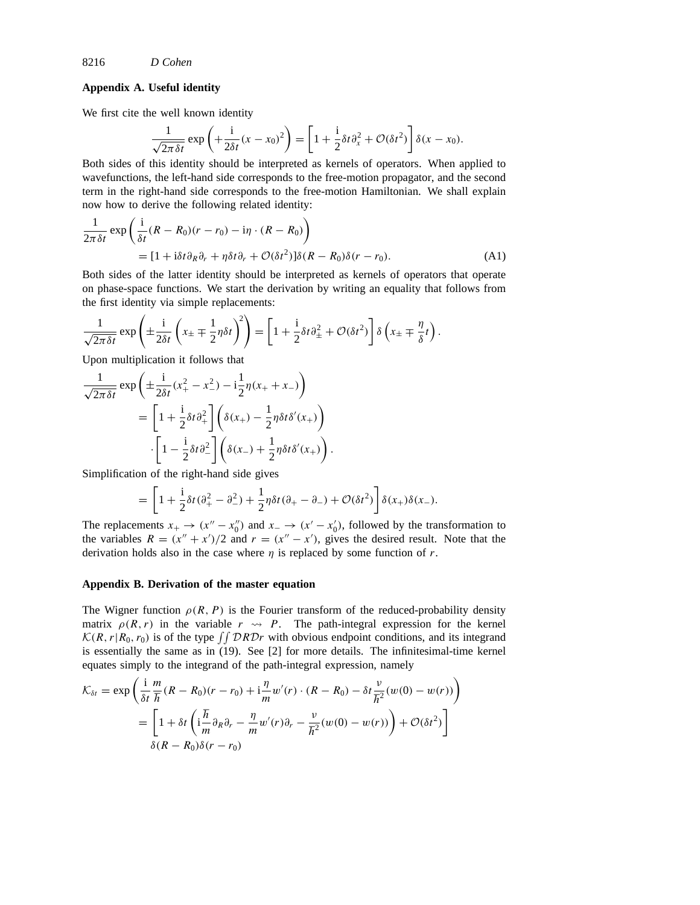## Appendix A. Useful identity

We first cite the well known identity

$$\frac{1}{\sqrt{2\pi\delta t}}\exp\left(+\frac{\mathrm{i}}{2\delta t}(x-x_0)^2\right) = \left[1+\frac{\mathrm{i}}{2}\delta t\,\partial_x^2 + \mathcal{O}(\delta t^2)\right]\delta(x-x_0).$$

Both sides of this identity should be interpreted as kernels of operators. When applied to wavefunctions, the left-hand side corresponds to the free-motion propagator, and the second term in the right-hand side corresponds to the free-motion Hamiltonian. We shall explain now how to derive the following related identity:

$$\frac{1}{2\pi\delta t}\exp\left(\frac{\mathrm{i}}{\delta t}(R-R_0)(r-r_0) - \mathrm{i}\eta\cdot(R-R_0)\right)$$
$$= [1+\mathrm{i}\delta t\,\partial_R\partial_r + \eta\delta t\,\partial_r + \mathcal{O}(\delta t^2)]\delta(R-R_0)\delta(r-r_0). \tag{A1}$$

Both sides of the latter identity should be interpreted as kernels of operators that operate on phase-space functions. We start the derivation by writing an equality that follows from the first identity via simple replacements:

$$\frac{1}{\sqrt{2\pi\delta t}}\exp\left(\pm\frac{\mathrm{i}}{2\delta t}\left(x_\pm \mp \frac{1}{2}\eta\delta t\right)^2\right) = \left[1+\frac{\mathrm{i}}{2}\delta t\,\partial_\pm^2 + \mathcal{O}(\delta t^2)\right]\delta\left(x_\pm \mp \frac{\eta}{\delta}t\right).$$

Upon multiplication it follows that

$$\frac{1}{\sqrt{2\pi\delta t}}\exp\left(\pm\frac{\mathrm{i}}{2\delta t}(x_+^2 - x_-^2) - \mathrm{i}\frac{1}{2}\eta(x_+ + x_-)\right)$$
$$= \left[1+\frac{\mathrm{i}}{2}\delta t\,\partial_+^2\right]\left(\delta(x_+) - \frac{1}{2}\eta\delta t\,\delta'(x_+)\right)$$
$$\cdot\left[1-\frac{\mathrm{i}}{2}\delta t\,\partial_-^2\right]\left(\delta(x_-) + \frac{1}{2}\eta\delta t\,\delta'(x_+)\right).$$

Simplification of the right-hand side gives

$$= \left[1+\frac{\mathrm{i}}{2}\delta t(\partial_+^2 - \partial_-^2) + \frac{1}{2}\eta\delta t(\partial_+ - \partial_-) + \mathcal{O}(\delta t^2)\right]\delta(x_+)\delta(x_-).$$

The replacements $x_+ \to (x'' - x_0'')$ and $x_- \to (x' - x_0')$, followed by the transformation to the variables $R = (x'' + x')/2$ and $r = (x'' - x')$, gives the desired result. Note that the derivation holds also in the case where $\eta$ is replaced by some function of $r$.

## Appendix B. Derivation of the master equation

The Wigner function $\rho(R, P)$ is the Fourier transform of the reduced-probability density matrix $\rho(R, r)$ in the variable $r \rightsquigarrow P$. The path-integral expression for the kernel $\mathcal{K}(R, r|R_0, r_0)$ is of the type $\iint \mathcal{D}R\mathcal{D}r$ with obvious endpoint conditions, and its integrand is essentially the same as in (19). See [2] for more details. The infinitesimal-time kernel equates simply to the integrand of the path-integral expression, namely

$$\mathcal{K}_{\delta t} = \exp\left(\frac{\mathrm{i}}{\delta t}\frac{m}{\hbar}(R-R_0)(r-r_0) + \mathrm{i}\frac{\eta}{m}w'(r)\cdot(R-R_0) - \delta t\frac{\nu}{\hbar^2}(w(0)-w(r))\right)$$
$$= \left[1+\delta t\left(\mathrm{i}\frac{\hbar}{m}\partial_R\partial_r - \frac{\eta}{m}w'(r)\partial_r - \frac{\nu}{\hbar^2}(w(0)-w(r))\right) + \mathcal{O}(\delta t^2)\right]$$
$$\delta(R-R_0)\delta(r-r_0)$$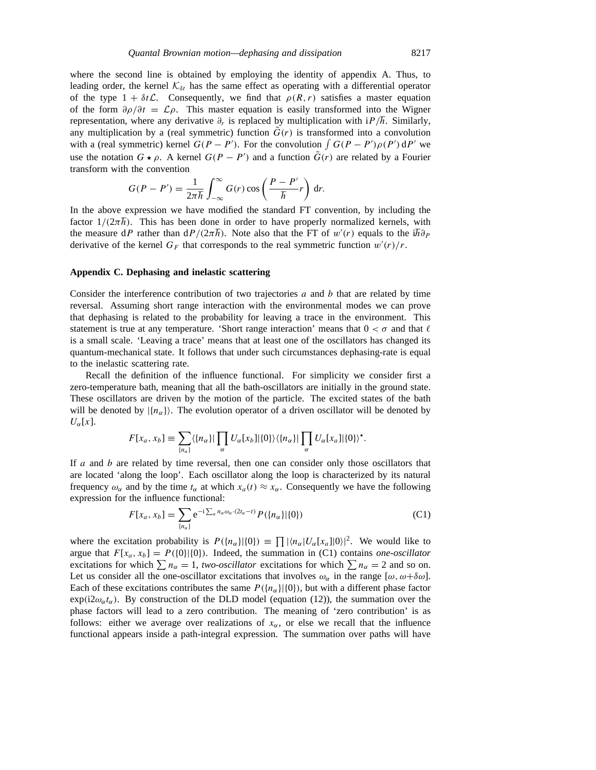where the second line is obtained by employing the identity of appendix A. Thus, to leading order, the kernel $\mathcal{K}_{\delta t}$ has the same effect as operating with a differential operator of the type $1 + \delta t \mathcal{L}$. Consequently, we find that $\rho(R, r)$ satisfies a master equation of the form $\partial\rho/\partial t = \mathcal{L}\rho$. This master equation is easily transformed into the Wigner representation, where any derivative $\partial_r$ is replaced by multiplication with $\mathrm{i}P/\hbar$. Similarly, any multiplication by a (real symmetric) function $\tilde{G}(r)$ is transformed into a convolution with a (real symmetric) kernel $G(P - P')$. For the convolution $\int G(P - P')\rho(P')\,\mathrm{d}P'$ we use the notation $G \star \rho$. A kernel $G(P - P')$ and a function $\tilde{G}(r)$ are related by a Fourier transform with the convention

$$G(P - P') = \frac{1}{2\pi\hbar}\int_{-\infty}^{\infty} G(r)\cos\left(\frac{P - P'}{\hbar}r\right)\,\mathrm{d}r.$$

In the above expression we have modified the standard FT convention, by including the factor $1/(2\pi\hbar)$. This has been done in order to have properly normalized kernels, with the measure $\mathrm{d}P$ rather than $\mathrm{d}P/(2\pi\hbar)$. Note also that the FT of $w'(r)$ equals to the $\mathrm{i}\hbar\partial_P$ derivative of the kernel $G_F$ that corresponds to the real symmetric function $w'(r)/r$.

## Appendix C. Dephasing and inelastic scattering

Consider the interference contribution of two trajectories $a$ and $b$ that are related by time reversal. Assuming short range interaction with the environmental modes we can prove that dephasing is related to the probability for leaving a trace in the environment. This statement is true at any temperature. 'Short range interaction' means that $0 < \sigma$ and that $\ell$ is a small scale. 'Leaving a trace' means that at least one of the oscillators has changed its quantum-mechanical state. It follows that under such circumstances dephasing-rate is equal to the inelastic scattering rate.

Recall the definition of the influence functional. For simplicity we consider first a zero-temperature bath, meaning that all the bath-oscillators are initially in the ground state. These oscillators are driven by the motion of the particle. The excited states of the bath will be denoted by $|\{n_\alpha\}\rangle$. The evolution operator of a driven oscillator will be denoted by $U_\alpha[x]$.

$$F[x_a, x_b] \equiv \sum_{\{n_\alpha\}} \langle\{n_\alpha\}|\prod_\alpha U_\alpha[x_b]|\{0\}\rangle\langle\{n_\alpha\}|\prod_\alpha U_\alpha[x_a]|\{0\}\rangle^\star.$$

If $a$ and $b$ are related by time reversal, then one can consider only those oscillators that are located 'along the loop'. Each oscillator along the loop is characterized by its natural frequency $\omega_\alpha$ and by the time $t_\alpha$ at which $x_a(t) \approx x_\alpha$. Consequently we have the following expression for the influence functional:

$$F[x_a, x_b] = \sum_{\{n_\alpha\}} \mathrm{e}^{-\mathrm{i}\sum_\alpha n_\alpha\omega_\alpha\cdot(2t_\alpha - t)} P(\{n_\alpha\}|\{0\}) \tag{C1}$$

where the excitation probability is $P(\{n_\alpha\}|\{0\}) \equiv \prod |\langle n_\alpha|U_\alpha[x_a]|0\rangle|^2$. We would like to argue that $F[x_a, x_b] = P(\{0\}|\{0\})$. Indeed, the summation in (C1) contains *one-oscillator* excitations for which $\sum n_\alpha = 1$, *two-oscillator* excitations for which $\sum n_\alpha = 2$ and so on. Let us consider all the one-oscillator excitations that involves $\omega_\alpha$ in the range $[\omega, \omega+\delta\omega]$. Each of these excitations contributes the same $P(\{n_\alpha\}|\{0\})$, but with a different phase factor $\exp(\mathrm{i}2\omega_\alpha t_\alpha)$. By construction of the DLD model (equation (12)), the summation over the phase factors will lead to a zero contribution. The meaning of 'zero contribution' is as follows: either we average over realizations of $x_\alpha$, or else we recall that the influence functional appears inside a path-integral expression. The summation over paths will have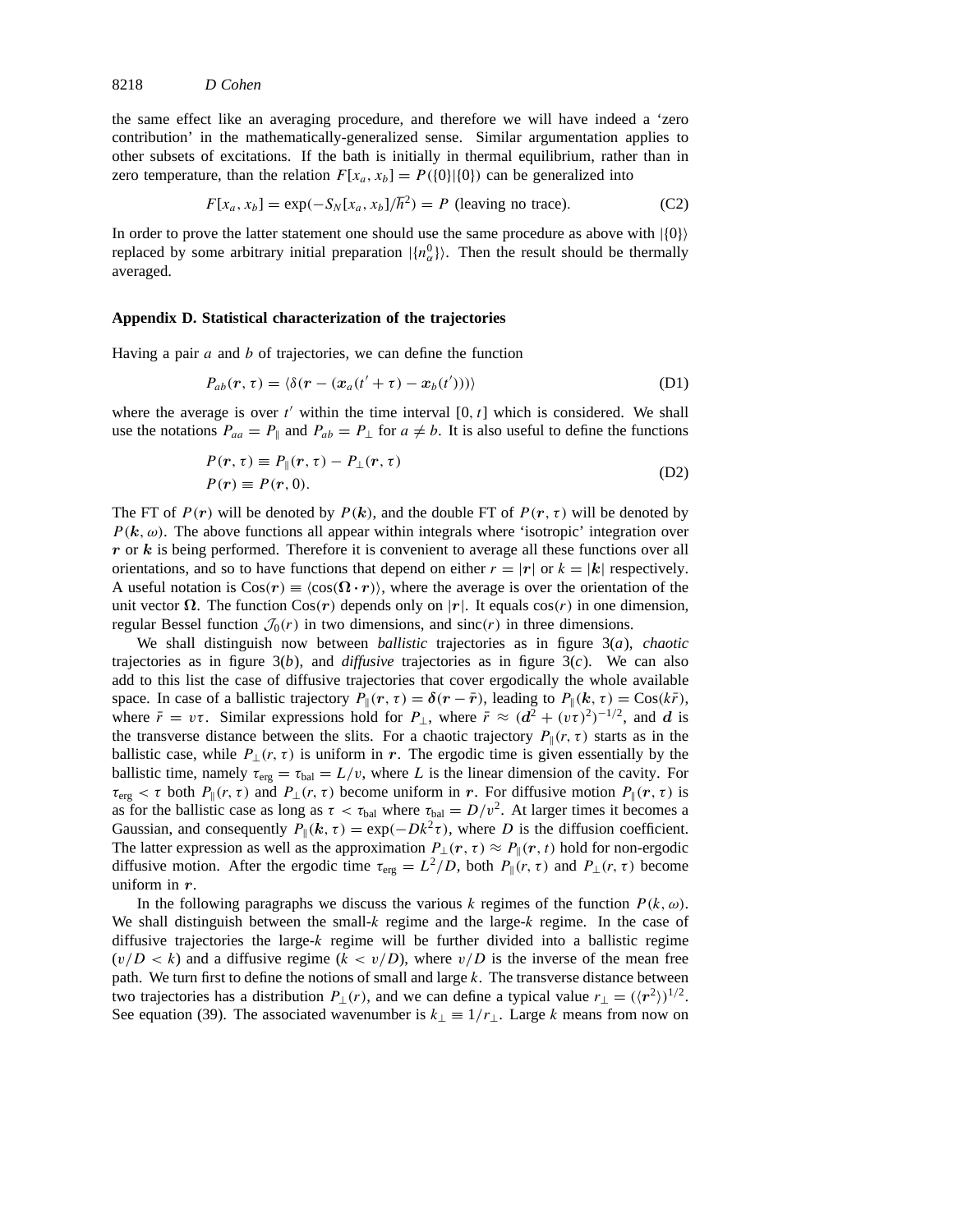the same effect like an averaging procedure, and therefore we will have indeed a 'zero contribution' in the mathematically-generalized sense. Similar argumentation applies to other subsets of excitations. If the bath is initially in thermal equilibrium, rather than in zero temperature, than the relation $F[x_a, x_b] = P(\{0\}|\{0\})$ can be generalized into

$$F[x_a, x_b] = \exp(-S_N[x_a, x_b]/\hbar^2) = P \text{ (leaving no trace).} \tag{C2}$$

In order to prove the latter statement one should use the same procedure as above with $|\{0\}\rangle$ replaced by some arbitrary initial preparation $|\{n_\alpha^0\}\rangle$. Then the result should be thermally averaged.

### Appendix D. Statistical characterization of the trajectories

Having a pair $a$ and $b$ of trajectories, we can define the function

$$P_{ab}(\boldsymbol{r}, \tau) = \langle \delta(\boldsymbol{r} - (\boldsymbol{x}_a(t' + \tau) - \boldsymbol{x}_b(t'))) \rangle \tag{D1}$$

where the average is over $t'$ within the time interval $[0, t]$ which is considered. We shall use the notations $P_{aa} = P_\parallel$ and $P_{ab} = P_\perp$ for $a \neq b$. It is also useful to define the functions

$$\begin{aligned} P(\boldsymbol{r}, \tau) &\equiv P_\parallel(\boldsymbol{r}, \tau) - P_\perp(\boldsymbol{r}, \tau) \\ P(\boldsymbol{r}) &\equiv P(\boldsymbol{r}, 0). \end{aligned} \tag{D2}$$

The FT of $P(\boldsymbol{r})$ will be denoted by $P(\boldsymbol{k})$, and the double FT of $P(\boldsymbol{r}, \tau)$ will be denoted by $P(\boldsymbol{k}, \omega)$. The above functions all appear within integrals where 'isotropic' integration over $\boldsymbol{r}$ or $\boldsymbol{k}$ is being performed. Therefore it is convenient to average all these functions over all orientations, and so to have functions that depend on either $r = |\boldsymbol{r}|$ or $k = |\boldsymbol{k}|$ respectively. A useful notation is $\mathrm{Cos}(\boldsymbol{r}) \equiv \langle \cos(\boldsymbol{\Omega} \cdot \boldsymbol{r}) \rangle$, where the average is over the orientation of the unit vector $\boldsymbol{\Omega}$. The function $\mathrm{Cos}(\boldsymbol{r})$ depends only on $|\boldsymbol{r}|$. It equals $\cos(r)$ in one dimension, regular Bessel function $\mathcal{J}_0(r)$ in two dimensions, and $\mathrm{sinc}(r)$ in three dimensions.

We shall distinguish now between *ballistic* trajectories as in figure 3(*a*), *chaotic* trajectories as in figure 3(*b*), and *diffusive* trajectories as in figure 3(*c*). We can also add to this list the case of diffusive trajectories that cover ergodically the whole available space. In case of a ballistic trajectory $P_\parallel(\boldsymbol{r}, \tau) = \boldsymbol{\delta}(\boldsymbol{r} - \bar{r})$, leading to $P_\parallel(\boldsymbol{k}, \tau) = \mathrm{Cos}(k\bar{r})$, where $\bar{r} = v\tau$. Similar expressions hold for $P_\perp$, where $\bar{r} \approx (\boldsymbol{d}^2 + (v\tau)^2)^{-1/2}$, and $\boldsymbol{d}$ is the transverse distance between the slits. For a chaotic trajectory $P_\parallel(r, \tau)$ starts as in the ballistic case, while $P_\perp(r, \tau)$ is uniform in $\boldsymbol{r}$. The ergodic time is given essentially by the ballistic time, namely $\tau_{\mathrm{erg}} = \tau_{\mathrm{bal}} = L/v$, where $L$ is the linear dimension of the cavity. For $\tau_{\mathrm{erg}} < \tau$ both $P_\parallel(r, \tau)$ and $P_\perp(r, \tau)$ become uniform in $\boldsymbol{r}$. For diffusive motion $P_\parallel(\boldsymbol{r}, \tau)$ is as for the ballistic case as long as $\tau < \tau_{\mathrm{bal}}$ where $\tau_{\mathrm{bal}} = D/v^2$. At larger times it becomes a Gaussian, and consequently $P_\parallel(\boldsymbol{k}, \tau) = \exp(-Dk^2\tau)$, where $D$ is the diffusion coefficient. The latter expression as well as the approximation $P_\perp(\boldsymbol{r}, \tau) \approx P_\parallel(\boldsymbol{r}, t)$ hold for non-ergodic diffusive motion. After the ergodic time $\tau_{\mathrm{erg}} = L^2/D$, both $P_\parallel(r, \tau)$ and $P_\perp(r, \tau)$ become uniform in $\boldsymbol{r}$.

In the following paragraphs we discuss the various $k$ regimes of the function $P(k, \omega)$. We shall distinguish between the small-$k$ regime and the large-$k$ regime. In the case of diffusive trajectories the large-$k$ regime will be further divided into a ballistic regime ($v/D < k$) and a diffusive regime ($k < v/D$), where $v/D$ is the inverse of the mean free path. We turn first to define the notions of small and large $k$. The transverse distance between two trajectories has a distribution $P_\perp(r)$, and we can define a typical value $r_\perp = (\langle \boldsymbol{r}^2 \rangle)^{1/2}$. See equation (39). The associated wavenumber is $k_\perp \equiv 1/r_\perp$. Large $k$ means from now on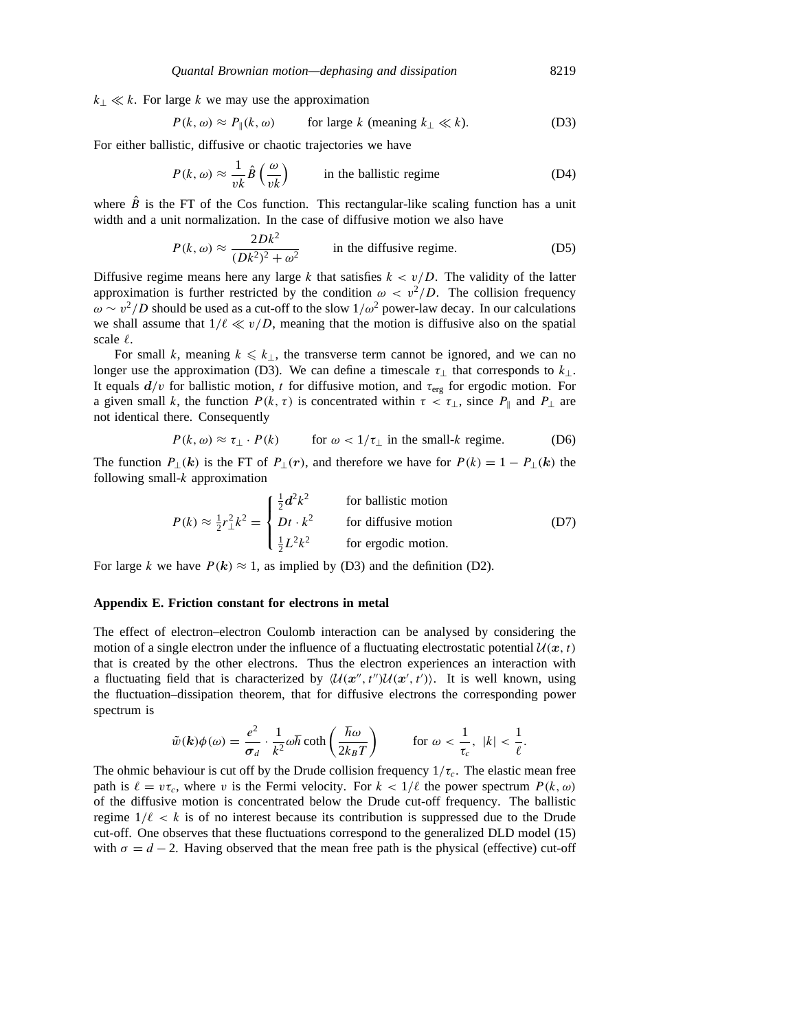$k_\perp \ll k$. For large $k$ we may use the approximation

$$P(k,\omega) \approx P_\parallel(k,\omega) \qquad \text{for large } k \text{ (meaning } k_\perp \ll k\text{)}. \tag{D3}$$

For either ballistic, diffusive or chaotic trajectories we have

$$P(k,\omega) \approx \frac{1}{vk}\hat{B}\left(\frac{\omega}{vk}\right) \qquad \text{in the ballistic regime} \tag{D4}$$

where $\hat{B}$ is the FT of the Cos function. This rectangular-like scaling function has a unit width and a unit normalization. In the case of diffusive motion we also have

$$P(k,\omega) \approx \frac{2Dk^2}{(Dk^2)^2+\omega^2} \qquad \text{in the diffusive regime.} \tag{D5}$$

Diffusive regime means here any large $k$ that satisfies $k < v/D$. The validity of the latter approximation is further restricted by the condition $\omega < v^2/D$. The collision frequency $\omega \sim v^2/D$ should be used as a cut-off to the slow $1/\omega^2$ power-law decay. In our calculations we shall assume that $1/\ell \ll v/D$, meaning that the motion is diffusive also on the spatial scale $\ell$.

For small $k$, meaning $k \leqslant k_\perp$, the transverse term cannot be ignored, and we can no longer use the approximation (D3). We can define a timescale $\tau_\perp$ that corresponds to $k_\perp$. It equals $\boldsymbol{d}/v$ for ballistic motion, $t$ for diffusive motion, and $\tau_{\text{erg}}$ for ergodic motion. For a given small $k$, the function $P(k,\tau)$ is concentrated within $\tau < \tau_\perp$, since $P_\parallel$ and $P_\perp$ are not identical there. Consequently

$$P(k,\omega) \approx \tau_\perp \cdot P(k) \qquad \text{for } \omega < 1/\tau_\perp \text{ in the small-}k\text{ regime.} \tag{D6}$$

The function $P_\perp(\boldsymbol{k})$ is the FT of $P_\perp(\boldsymbol{r})$, and therefore we have for $P(k) = 1 - P_\perp(\boldsymbol{k})$ the following small-$k$ approximation

$$P(k) \approx \tfrac{1}{2}r_\perp^2 k^2 = \begin{cases} \tfrac{1}{2}\boldsymbol{d}^2k^2 & \text{for ballistic motion} \\ Dt \cdot k^2 & \text{for diffusive motion} \\ \tfrac{1}{2}L^2k^2 & \text{for ergodic motion.} \end{cases} \tag{D7}$$

For large $k$ we have $P(\boldsymbol{k}) \approx 1$, as implied by (D3) and the definition (D2).

## Appendix E. Friction constant for electrons in metal

The effect of electron–electron Coulomb interaction can be analysed by considering the motion of a single electron under the influence of a fluctuating electrostatic potential $\mathcal{U}(\boldsymbol{x},t)$ that is created by the other electrons. Thus the electron experiences an interaction with a fluctuating field that is characterized by $\langle \mathcal{U}(\boldsymbol{x}'',t'')\mathcal{U}(\boldsymbol{x}',t')\rangle$. It is well known, using the fluctuation–dissipation theorem, that for diffusive electrons the corresponding power spectrum is

$$\tilde{w}(\boldsymbol{k})\phi(\omega) = \frac{e^2}{\boldsymbol{\sigma}_d}\cdot\frac{1}{k^2}\omega\hbar\coth\left(\frac{\hbar\omega}{2k_BT}\right) \qquad \text{for } \omega < \frac{1}{\tau_c},\ |k| < \frac{1}{\ell}.$$

The ohmic behaviour is cut off by the Drude collision frequency $1/\tau_c$. The elastic mean free path is $\ell = v\tau_c$, where $v$ is the Fermi velocity. For $k < 1/\ell$ the power spectrum $P(k,\omega)$ of the diffusive motion is concentrated below the Drude cut-off frequency. The ballistic regime $1/\ell < k$ is of no interest because its contribution is suppressed due to the Drude cut-off. One observes that these fluctuations correspond to the generalized DLD model (15) with $\sigma = d - 2$. Having observed that the mean free path is the physical (effective) cut-off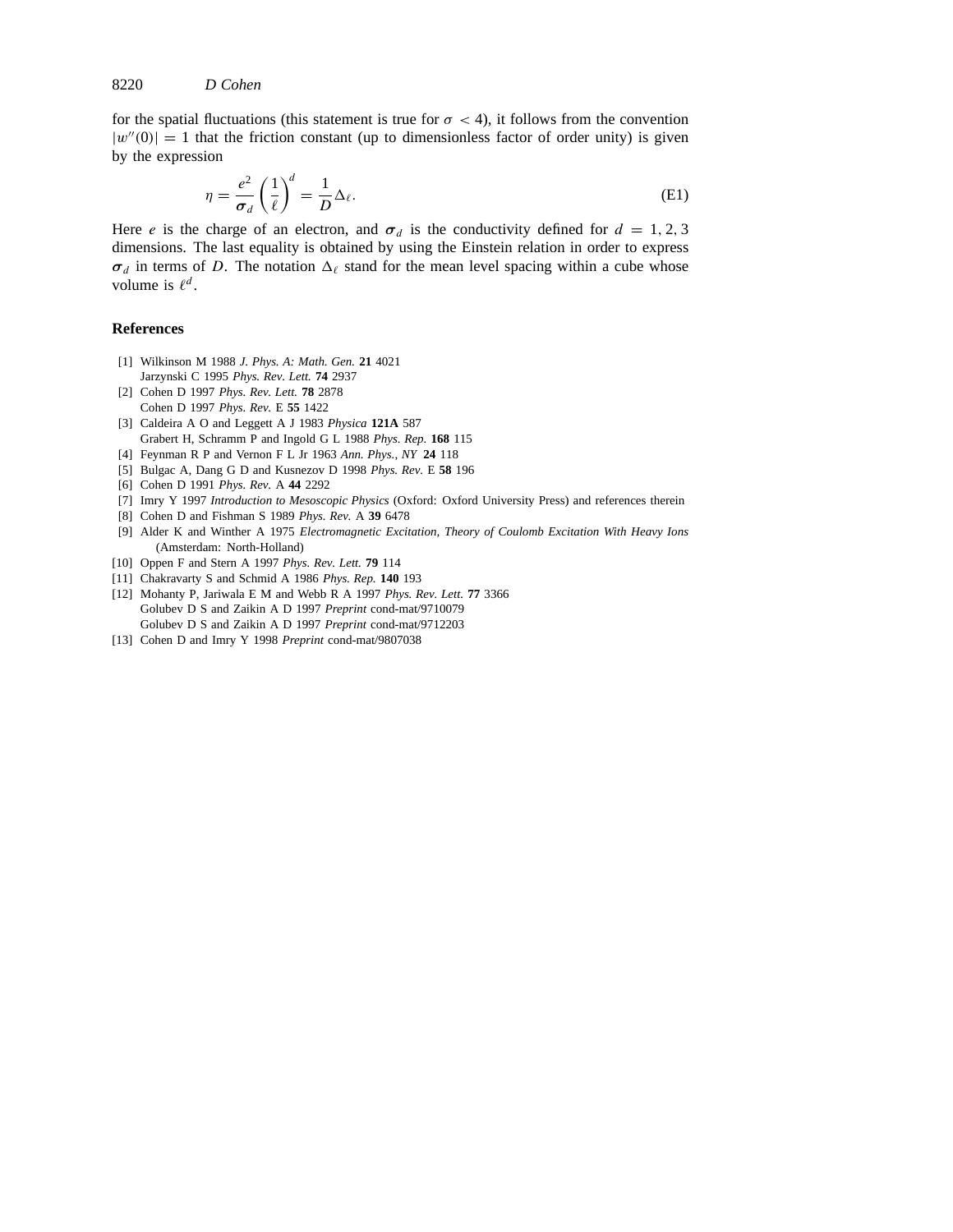for the spatial fluctuations (this statement is true for $\sigma < 4$), it follows from the convention $|w''(0)| = 1$ that the friction constant (up to dimensionless factor of order unity) is given by the expression

$$\eta = \frac{e^2}{\boldsymbol{\sigma}_d}\left(\frac{1}{\ell}\right)^d = \frac{1}{D}\Delta_\ell. \tag{E1}$$

Here $e$ is the charge of an electron, and $\boldsymbol{\sigma}_d$ is the conductivity defined for $d = 1, 2, 3$ dimensions. The last equality is obtained by using the Einstein relation in order to express $\boldsymbol{\sigma}_d$ in terms of $D$. The notation $\Delta_\ell$ stand for the mean level spacing within a cube whose volume is $\ell^d$.

## References

[1] Wilkinson M 1988 *J. Phys. A: Math. Gen.* **21** 4021
Jarzynski C 1995 *Phys. Rev. Lett.* **74** 2937

[2] Cohen D 1997 *Phys. Rev. Lett.* **78** 2878
Cohen D 1997 *Phys. Rev.* E **55** 1422

[3] Caldeira A O and Leggett A J 1983 *Physica* **121A** 587
Grabert H, Schramm P and Ingold G L 1988 *Phys. Rep.* **168** 115

[4] Feynman R P and Vernon F L Jr 1963 *Ann. Phys., NY* **24** 118

[5] Bulgac A, Dang G D and Kusnezov D 1998 *Phys. Rev.* E **58** 196

[6] Cohen D 1991 *Phys. Rev.* A **44** 2292

[7] Imry Y 1997 *Introduction to Mesoscopic Physics* (Oxford: Oxford University Press) and references therein

[8] Cohen D and Fishman S 1989 *Phys. Rev.* A **39** 6478

[9] Alder K and Winther A 1975 *Electromagnetic Excitation, Theory of Coulomb Excitation With Heavy Ions* (Amsterdam: North-Holland)

[10] Oppen F and Stern A 1997 *Phys. Rev. Lett.* **79** 114

[11] Chakravarty S and Schmid A 1986 *Phys. Rep.* **140** 193

[12] Mohanty P, Jariwala E M and Webb R A 1997 *Phys. Rev. Lett.* **77** 3366
Golubev D S and Zaikin A D 1997 *Preprint* cond-mat/9710079
Golubev D S and Zaikin A D 1997 *Preprint* cond-mat/9712203

[13] Cohen D and Imry Y 1998 *Preprint* cond-mat/9807038